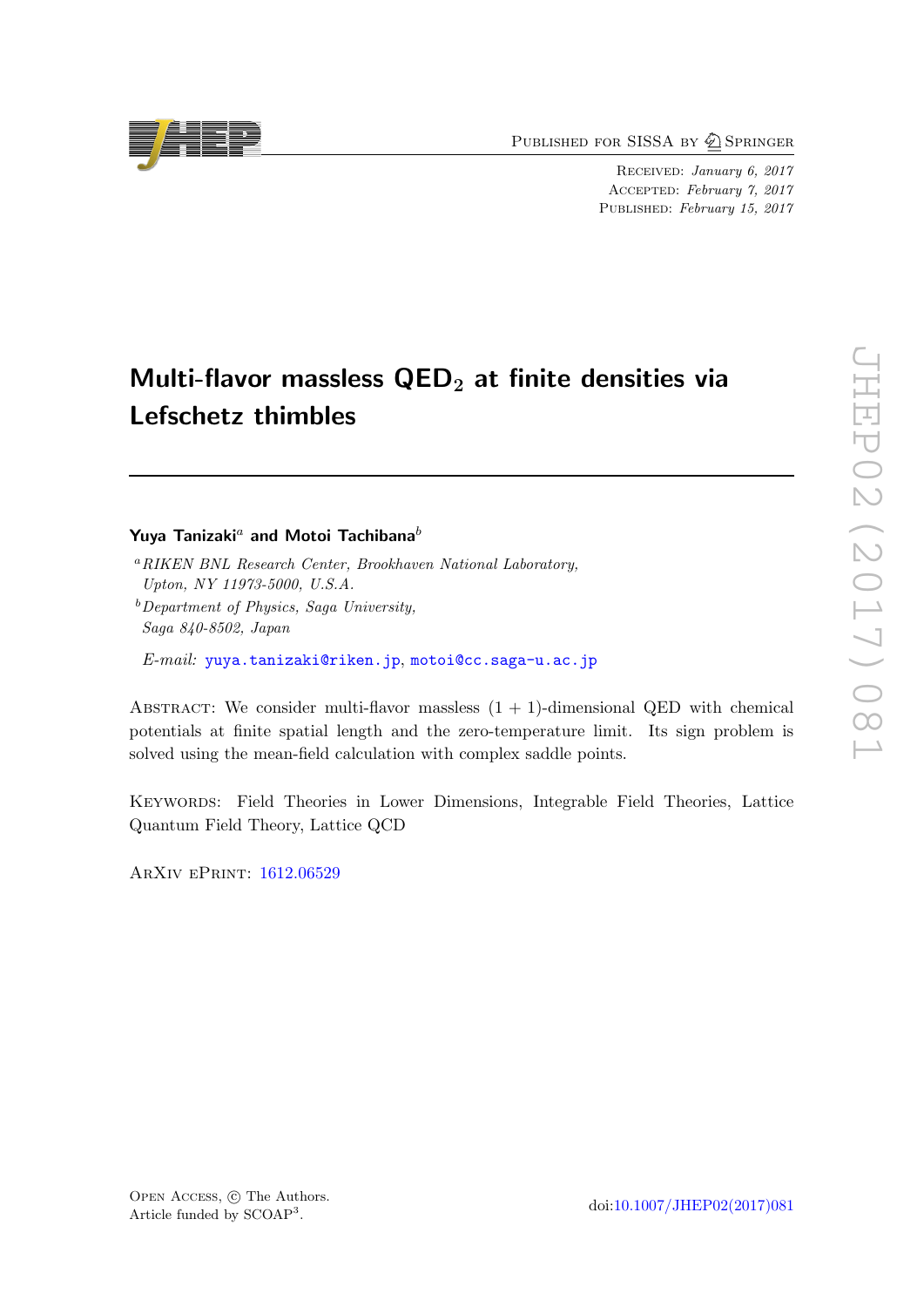Published for SISSA by Springer

Received: *January 6, 2017*
Accepted: *February 7, 2017*
Published: *February 15, 2017*

# Multi-flavor massless $\mathrm{QED}_2$ at finite densities via Lefschetz thimbles

**Yuya Tanizaki**[a] **and Motoi Tachibana**[b]

[a] *RIKEN BNL Research Center, Brookhaven National Laboratory, Upton, NY 11973-5000, U.S.A.*

[b] *Department of Physics, Saga University, Saga 840-8502, Japan*

*E-mail:* yuya.tanizaki@riken.jp, motoi@cc.saga-u.ac.jp

Abstract: We consider multi-flavor massless $(1+1)$-dimensional QED with chemical potentials at finite spatial length and the zero-temperature limit. Its sign problem is solved using the mean-field calculation with complex saddle points.

Keywords: Field Theories in Lower Dimensions, Integrable Field Theories, Lattice Quantum Field Theory, Lattice QCD

ArXiv ePrint: 1612.06529

Open Access, © The Authors.
Article funded by SCOAP[3].

doi:10.1007/JHEP02(2017)081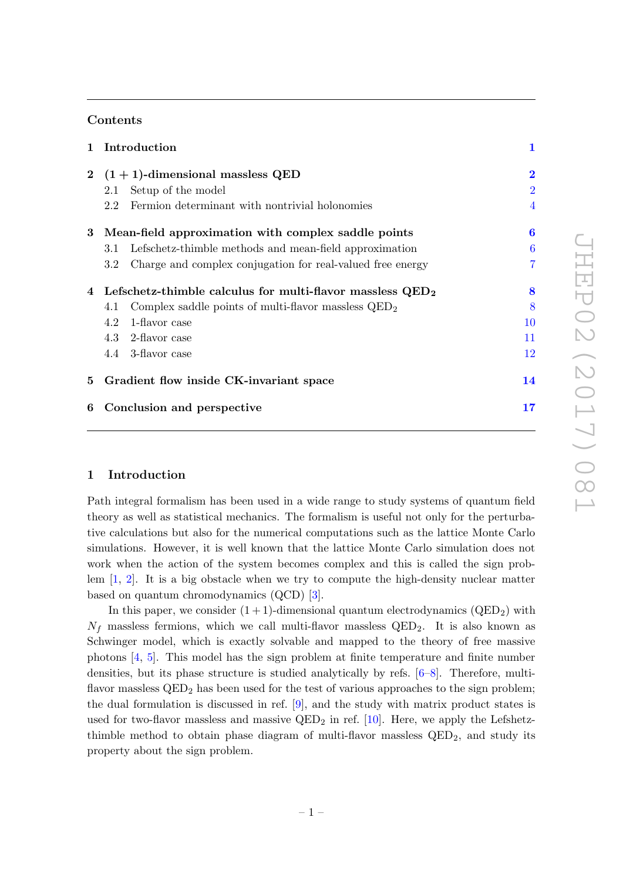## Contents

| | | |
|---|---|---|
| **1** | **Introduction** | **1** |
| **2** | **$(1+1)$-dimensional massless QED** | **2** |
| | 2.1 Setup of the model | 2 |
| | 2.2 Fermion determinant with nontrivial holonomies | 4 |
| **3** | **Mean-field approximation with complex saddle points** | **6** |
| | 3.1 Lefschetz-thimble methods and mean-field approximation | 6 |
| | 3.2 Charge and complex conjugation for real-valued free energy | 7 |
| **4** | **Lefschetz-thimble calculus for multi-flavor massless $\mathrm{QED}_2$** | **8** |
| | 4.1 Complex saddle points of multi-flavor massless $\mathrm{QED}_2$ | 8 |
| | 4.2 1-flavor case | 10 |
| | 4.3 2-flavor case | 11 |
| | 4.4 3-flavor case | 12 |
| **5** | **Gradient flow inside CK-invariant space** | **14** |
| **6** | **Conclusion and perspective** | **17** |

## 1 Introduction

Path integral formalism has been used in a wide range to study systems of quantum field theory as well as statistical mechanics. The formalism is useful not only for the perturbative calculations but also for the numerical computations such as the lattice Monte Carlo simulations. However, it is well known that the lattice Monte Carlo simulation does not work when the action of the system becomes complex and this is called the sign problem [1, 2]. It is a big obstacle when we try to compute the high-density nuclear matter based on quantum chromodynamics (QCD) [3].

In this paper, we consider $(1+1)$-dimensional quantum electrodynamics ($\mathrm{QED}_2$) with $N_f$ massless fermions, which we call multi-flavor massless $\mathrm{QED}_2$. It is also known as Schwinger model, which is exactly solvable and mapped to the theory of free massive photons [4, 5]. This model has the sign problem at finite temperature and finite number densities, but its phase structure is studied analytically by refs. [6–8]. Therefore, multi-flavor massless $\mathrm{QED}_2$ has been used for the test of various approaches to the sign problem; the dual formulation is discussed in ref. [9], and the study with matrix product states is used for two-flavor massless and massive $\mathrm{QED}_2$ in ref. [10]. Here, we apply the Lefschetz-thimble method to obtain phase diagram of multi-flavor massless $\mathrm{QED}_2$, and study its property about the sign problem.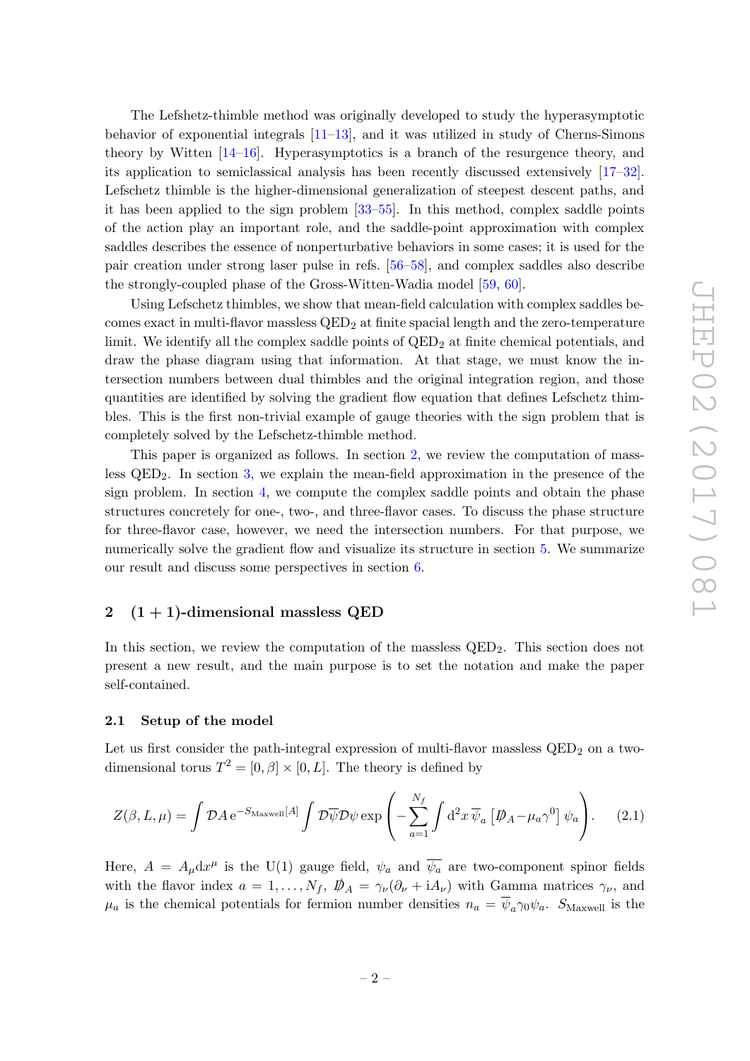The Lefshetz-thimble method was originally developed to study the hyperasymptotic behavior of exponential integrals [11–13], and it was utilized in study of Cherns-Simons theory by Witten [14–16]. Hyperasymptotics is a branch of the resurgence theory, and its application to semiclassical analysis has been recently discussed extensively [17–32]. Lefschetz thimble is the higher-dimensional generalization of steepest descent paths, and it has been applied to the sign problem [33–55]. In this method, complex saddle points of the action play an important role, and the saddle-point approximation with complex saddles describes the essence of nonperturbative behaviors in some cases; it is used for the pair creation under strong laser pulse in refs. [56–58], and complex saddles also describe the strongly-coupled phase of the Gross-Witten-Wadia model [59, 60].

Using Lefschetz thimbles, we show that mean-field calculation with complex saddles becomes exact in multi-flavor massless QED$_2$ at finite spacial length and the zero-temperature limit. We identify all the complex saddle points of QED$_2$ at finite chemical potentials, and draw the phase diagram using that information. At that stage, we must know the intersection numbers between dual thimbles and the original integration region, and those quantities are identified by solving the gradient flow equation that defines Lefschetz thimbles. This is the first non-trivial example of gauge theories with the sign problem that is completely solved by the Lefschetz-thimble method.

This paper is organized as follows. In section 2, we review the computation of massless QED$_2$. In section 3, we explain the mean-field approximation in the presence of the sign problem. In section 4, we compute the complex saddle points and obtain the phase structures concretely for one-, two-, and three-flavor cases. To discuss the phase structure for three-flavor case, however, we need the intersection numbers. For that purpose, we numerically solve the gradient flow and visualize its structure in section 5. We summarize our result and discuss some perspectives in section 6.

## 2 $(1+1)$-dimensional massless QED

In this section, we review the computation of the massless QED$_2$. This section does not present a new result, and the main purpose is to set the notation and make the paper self-contained.

### 2.1 Setup of the model

Let us first consider the path-integral expression of multi-flavor massless QED$_2$ on a two-dimensional torus $T^2 = [0,\beta]\times[0,L]$. The theory is defined by

$$Z(\beta,L,\mu) = \int \mathcal{D}A\, \mathrm{e}^{-S_{\mathrm{Maxwell}}[A]} \int \mathcal{D}\overline{\psi}\mathcal{D}\psi \exp\left(-\sum_{a=1}^{N_f}\int \mathrm{d}^2 x\, \overline{\psi}_a \left[\not{D}_A - \mu_a\gamma^0\right]\psi_a\right). \tag{2.1}$$

Here, $A = A_\mu \mathrm{d}x^\mu$ is the U(1) gauge field, $\psi_a$ and $\overline{\psi_a}$ are two-component spinor fields with the flavor index $a = 1,\ldots,N_f$, $\not{D}_A = \gamma_\nu(\partial_\nu + \mathrm{i}A_\nu)$ with Gamma matrices $\gamma_\nu$, and $\mu_a$ is the chemical potentials for fermion number densities $n_a = \overline{\psi}_a\gamma_0\psi_a$. $S_{\mathrm{Maxwell}}$ is the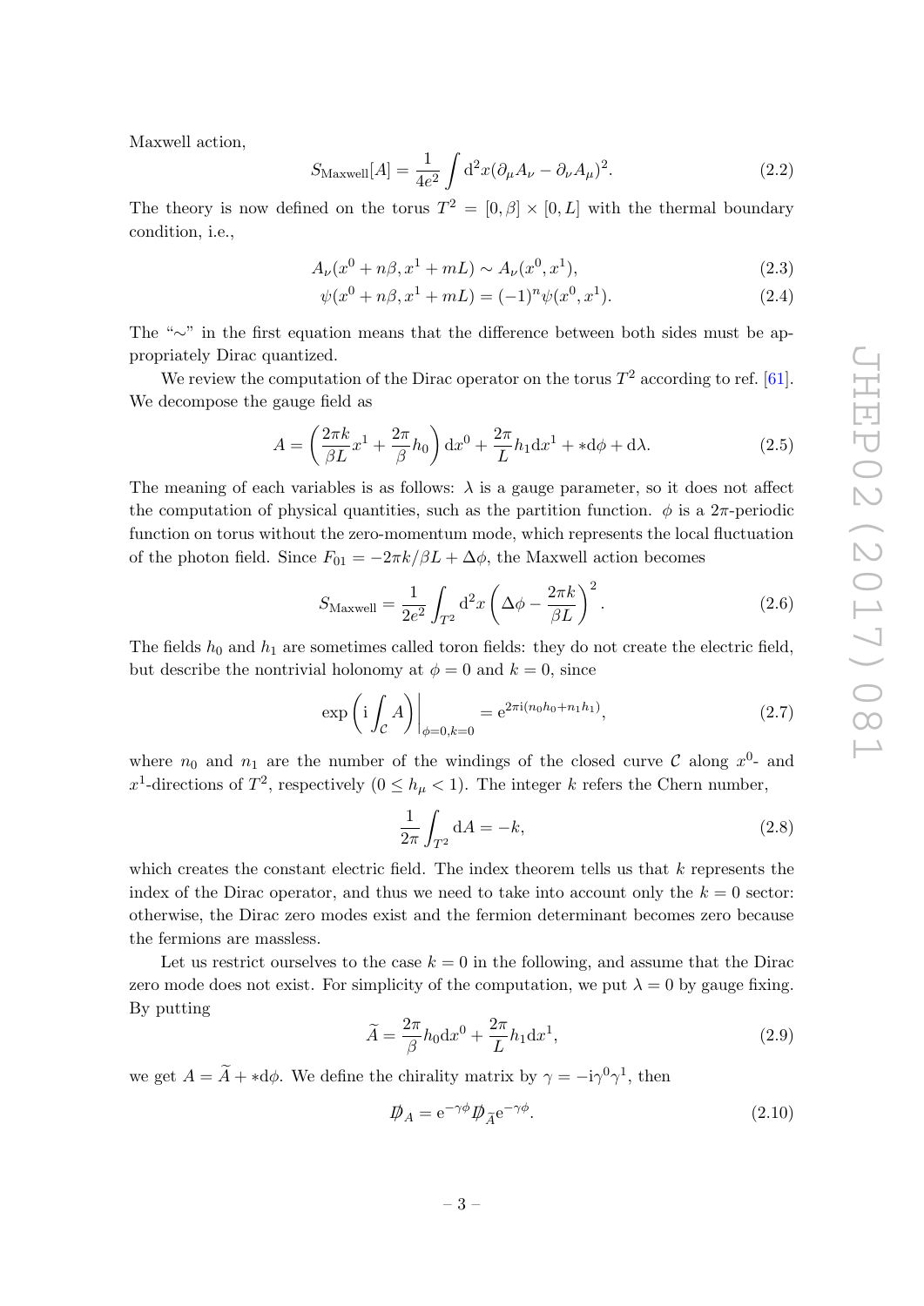Maxwell action,

$$S_{\text{Maxwell}}[A] = \frac{1}{4e^2} \int \mathrm{d}^2x (\partial_\mu A_\nu - \partial_\nu A_\mu)^2. \tag{2.2}$$

The theory is now defined on the torus $T^2 = [0,\beta] \times [0, L]$ with the thermal boundary condition, i.e.,

$$A_\nu(x^0 + n\beta, x^1 + mL) \sim A_\nu(x^0, x^1), \tag{2.3}$$

$$\psi(x^0 + n\beta, x^1 + mL) = (-1)^n \psi(x^0, x^1). \tag{2.4}$$

The "$\sim$" in the first equation means that the difference between both sides must be appropriately Dirac quantized.

We review the computation of the Dirac operator on the torus $T^2$ according to ref. [61]. We decompose the gauge field as

$$A = \left(\frac{2\pi k}{\beta L} x^1 + \frac{2\pi}{\beta} h_0\right) \mathrm{d}x^0 + \frac{2\pi}{L} h_1 \mathrm{d}x^1 + *\mathrm{d}\phi + \mathrm{d}\lambda. \tag{2.5}$$

The meaning of each variables is as follows: $\lambda$ is a gauge parameter, so it does not affect the computation of physical quantities, such as the partition function. $\phi$ is a $2\pi$-periodic function on torus without the zero-momentum mode, which represents the local fluctuation of the photon field. Since $F_{01} = -2\pi k/\beta L + \Delta\phi$, the Maxwell action becomes

$$S_{\text{Maxwell}} = \frac{1}{2e^2} \int_{T^2} \mathrm{d}^2x \left(\Delta\phi - \frac{2\pi k}{\beta L}\right)^2. \tag{2.6}$$

The fields $h_0$ and $h_1$ are sometimes called toron fields: they do not create the electric field, but describe the nontrivial holonomy at $\phi = 0$ and $k = 0$, since

$$\exp\left(\mathrm{i} \int_{\mathcal{C}} A\right)\bigg|_{\phi=0,k=0} = \mathrm{e}^{2\pi \mathrm{i}(n_0 h_0 + n_1 h_1)}, \tag{2.7}$$

where $n_0$ and $n_1$ are the number of the windings of the closed curve $\mathcal{C}$ along $x^0$- and $x^1$-directions of $T^2$, respectively ($0 \le h_\mu < 1$). The integer $k$ refers the Chern number,

$$\frac{1}{2\pi} \int_{T^2} \mathrm{d}A = -k, \tag{2.8}$$

which creates the constant electric field. The index theorem tells us that $k$ represents the index of the Dirac operator, and thus we need to take into account only the $k = 0$ sector: otherwise, the Dirac zero modes exist and the fermion determinant becomes zero because the fermions are massless.

Let us restrict ourselves to the case $k = 0$ in the following, and assume that the Dirac zero mode does not exist. For simplicity of the computation, we put $\lambda = 0$ by gauge fixing. By putting

$$\widetilde{A} = \frac{2\pi}{\beta} h_0 \mathrm{d}x^0 + \frac{2\pi}{L} h_1 \mathrm{d}x^1, \tag{2.9}$$

we get $A = \widetilde{A} + *\mathrm{d}\phi$. We define the chirality matrix by $\gamma = -\mathrm{i}\gamma^0\gamma^1$, then

$$\not{D}_A = \mathrm{e}^{-\gamma\phi} \not{D}_{\widetilde{A}} \mathrm{e}^{-\gamma\phi}. \tag{2.10}$$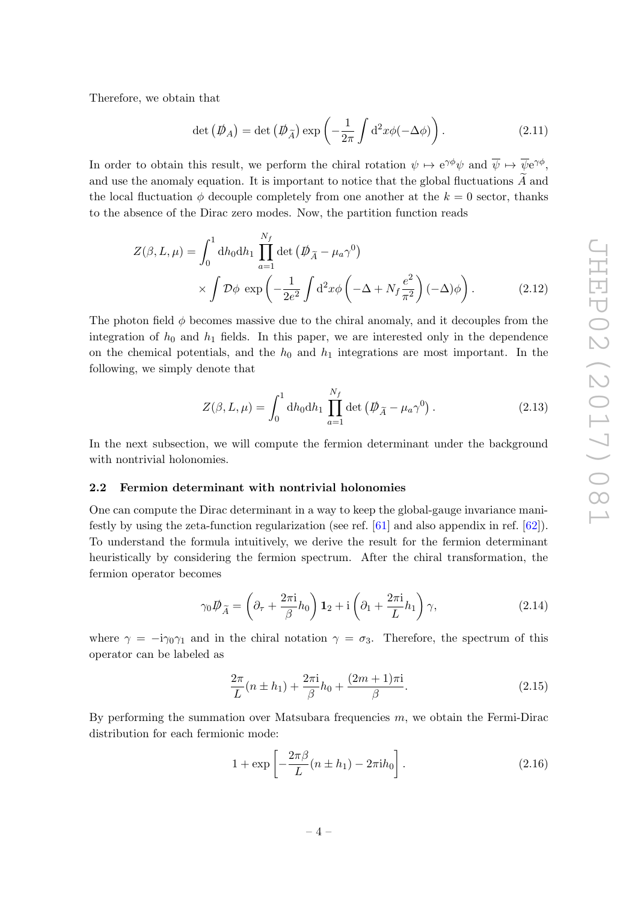Therefore, we obtain that

$$\det\left(\not{D}_A\right) = \det\left(\not{D}_{\widetilde{A}}\right) \exp\left(-\frac{1}{2\pi}\int \mathrm{d}^2 x \phi(-\Delta\phi)\right). \tag{2.11}$$

In order to obtain this result, we perform the chiral rotation $\psi \mapsto \mathrm{e}^{\gamma\phi}\psi$ and $\overline{\psi} \mapsto \overline{\psi}\mathrm{e}^{\gamma\phi}$, and use the anomaly equation. It is important to notice that the global fluctuations $\widetilde{A}$ and the local fluctuation $\phi$ decouple completely from one another at the $k = 0$ sector, thanks to the absence of the Dirac zero modes. Now, the partition function reads

$$\begin{aligned} Z(\beta, L, \mu) = \int_0^1 \mathrm{d}h_0 \mathrm{d}h_1 \prod_{a=1}^{N_f} \det\left(\not{D}_{\widetilde{A}} - \mu_a \gamma^0\right) \\ \times \int \mathcal{D}\phi \, \exp\left(-\frac{1}{2e^2}\int \mathrm{d}^2 x \phi\left(-\Delta + N_f \frac{e^2}{\pi^2}\right)(-\Delta)\phi\right). \end{aligned} \tag{2.12}$$

The photon field $\phi$ becomes massive due to the chiral anomaly, and it decouples from the integration of $h_0$ and $h_1$ fields. In this paper, we are interested only in the dependence on the chemical potentials, and the $h_0$ and $h_1$ integrations are most important. In the following, we simply denote that

$$Z(\beta, L, \mu) = \int_0^1 \mathrm{d}h_0 \mathrm{d}h_1 \prod_{a=1}^{N_f} \det\left(\not{D}_{\widetilde{A}} - \mu_a \gamma^0\right). \tag{2.13}$$

In the next subsection, we will compute the fermion determinant under the background with nontrivial holonomies.

### 2.2 Fermion determinant with nontrivial holonomies

One can compute the Dirac determinant in a way to keep the global-gauge invariance manifestly by using the zeta-function regularization (see ref. [61] and also appendix in ref. [62]). To understand the formula intuitively, we derive the result for the fermion determinant heuristically by considering the fermion spectrum. After the chiral transformation, the fermion operator becomes

$$\gamma_0 \not{D}_{\widetilde{A}} = \left(\partial_\tau + \frac{2\pi \mathrm{i}}{\beta} h_0\right) \mathbf{1}_2 + \mathrm{i}\left(\partial_1 + \frac{2\pi \mathrm{i}}{L} h_1\right)\gamma, \tag{2.14}$$

where $\gamma = -\mathrm{i}\gamma_0\gamma_1$ and in the chiral notation $\gamma = \sigma_3$. Therefore, the spectrum of this operator can be labeled as

$$\frac{2\pi}{L}(n \pm h_1) + \frac{2\pi \mathrm{i}}{\beta} h_0 + \frac{(2m+1)\pi \mathrm{i}}{\beta}. \tag{2.15}$$

By performing the summation over Matsubara frequencies $m$, we obtain the Fermi-Dirac distribution for each fermionic mode:

$$1 + \exp\left[-\frac{2\pi\beta}{L}(n \pm h_1) - 2\pi \mathrm{i} h_0\right]. \tag{2.16}$$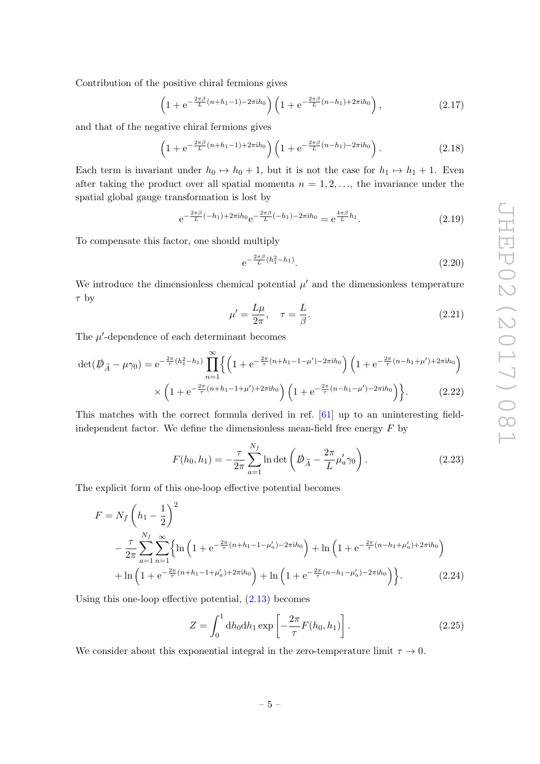Contribution of the positive chiral fermions gives

$$\left(1+\mathrm{e}^{-\frac{2\pi\beta}{L}(n+h_1-1)-2\pi\mathrm{i}h_0}\right)\left(1+\mathrm{e}^{-\frac{2\pi\beta}{L}(n-h_1)+2\pi\mathrm{i}h_0}\right), \tag{2.17}$$

and that of the negative chiral fermions gives

$$\left(1+\mathrm{e}^{-\frac{2\pi\beta}{L}(n+h_1-1)+2\pi\mathrm{i}h_0}\right)\left(1+\mathrm{e}^{-\frac{2\pi\beta}{L}(n-h_1)-2\pi\mathrm{i}h_0}\right). \tag{2.18}$$

Each term is invariant under $h_0\mapsto h_0+1$, but it is not the case for $h_1\mapsto h_1+1$. Even after taking the product over all spatial momenta $n=1,2,\ldots$, the invariance under the spatial global gauge transformation is lost by

$$\mathrm{e}^{-\frac{2\pi\beta}{L}(-h_1)+2\pi\mathrm{i}h_0}\mathrm{e}^{-\frac{2\pi\beta}{L}(-h_1)-2\pi\mathrm{i}h_0}=\mathrm{e}^{\frac{4\pi\beta}{L}h_1}. \tag{2.19}$$

To compensate this factor, one should multiply

$$\mathrm{e}^{-\frac{2\pi\beta}{L}(h_1^2-h_1)}. \tag{2.20}$$

We introduce the dimensionless chemical potential $\mu'$ and the dimensionless temperature $\tau$ by

$$\mu'=\frac{L\mu}{2\pi},\quad \tau=\frac{L}{\beta}. \tag{2.21}$$

The $\mu'$-dependence of each determinant becomes

$$\begin{aligned}\det(\not{D}_{\widetilde{A}}-\mu\gamma_0)=\mathrm{e}^{-\frac{2\pi}{\tau}(h_1^2-h_1)}\prod_{n=1}^{\infty}\Big\{&\left(1+\mathrm{e}^{-\frac{2\pi}{\tau}(n+h_1-1-\mu')-2\pi\mathrm{i}h_0}\right)\left(1+\mathrm{e}^{-\frac{2\pi}{\tau}(n-h_1+\mu')+2\pi\mathrm{i}h_0}\right)\\ \times&\left(1+\mathrm{e}^{-\frac{2\pi}{\tau}(n+h_1-1+\mu')+2\pi\mathrm{i}h_0}\right)\left(1+\mathrm{e}^{-\frac{2\pi}{\tau}(n-h_1-\mu')-2\pi\mathrm{i}h_0}\right)\Big\}.\end{aligned} \tag{2.22}$$

This matches with the correct formula derived in ref. [61] up to an uninteresting field-independent factor. We define the dimensionless mean-field free energy $F$ by

$$F(h_0,h_1)=-\frac{\tau}{2\pi}\sum_{a=1}^{N_f}\ln\det\left(\not{D}_{\widetilde{A}}-\frac{2\pi}{L}\mu'_a\gamma_0\right). \tag{2.23}$$

The explicit form of this one-loop effective potential becomes

$$\begin{aligned}F=&N_f\left(h_1-\frac{1}{2}\right)^2\\ &-\frac{\tau}{2\pi}\sum_{a=1}^{N_f}\sum_{n=1}^{\infty}\Big\{\ln\left(1+\mathrm{e}^{-\frac{2\pi}{\tau}(n+h_1-1-\mu'_a)-2\pi\mathrm{i}h_0}\right)+\ln\left(1+\mathrm{e}^{-\frac{2\pi}{\tau}(n-h_1+\mu'_a)+2\pi\mathrm{i}h_0}\right)\\ &+\ln\left(1+\mathrm{e}^{-\frac{2\pi}{\tau}(n+h_1-1+\mu'_a)+2\pi\mathrm{i}h_0}\right)+\ln\left(1+\mathrm{e}^{-\frac{2\pi}{\tau}(n-h_1-\mu'_a)-2\pi\mathrm{i}h_0}\right)\Big\}.\end{aligned} \tag{2.24}$$

Using this one-loop effective potential, (2.13) becomes

$$Z=\int_0^1\mathrm{d}h_0\mathrm{d}h_1\exp\left[-\frac{2\pi}{\tau}F(h_0,h_1)\right]. \tag{2.25}$$

We consider about this exponential integral in the zero-temperature limit $\tau\to 0$.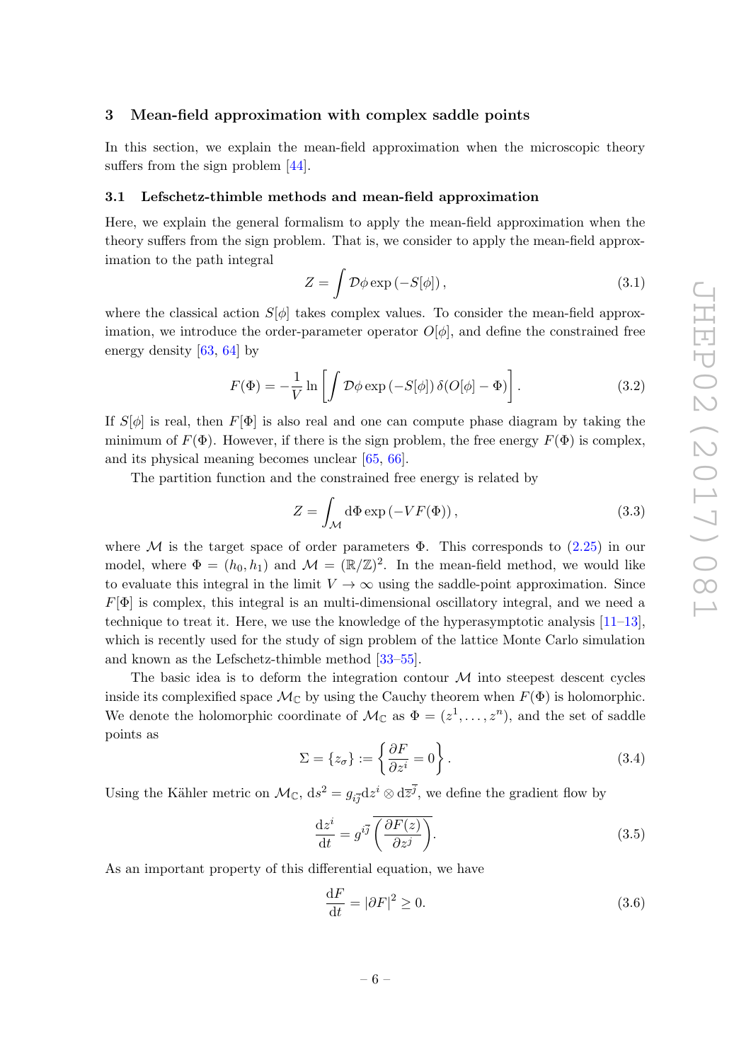## 3 Mean-field approximation with complex saddle points

In this section, we explain the mean-field approximation when the microscopic theory suffers from the sign problem [44].

### 3.1 Lefschetz-thimble methods and mean-field approximation

Here, we explain the general formalism to apply the mean-field approximation when the theory suffers from the sign problem. That is, we consider to apply the mean-field approximation to the path integral

$$Z = \int \mathcal{D}\phi \exp\left(-S[\phi]\right), \tag{3.1}$$

where the classical action $S[\phi]$ takes complex values. To consider the mean-field approximation, we introduce the order-parameter operator $O[\phi]$, and define the constrained free energy density [63, 64] by

$$F(\Phi) = -\frac{1}{V}\ln\left[\int \mathcal{D}\phi \exp\left(-S[\phi]\right)\delta(O[\phi]-\Phi)\right]. \tag{3.2}$$

If $S[\phi]$ is real, then $F[\Phi]$ is also real and one can compute phase diagram by taking the minimum of $F(\Phi)$. However, if there is the sign problem, the free energy $F(\Phi)$ is complex, and its physical meaning becomes unclear [65, 66].

The partition function and the constrained free energy is related by

$$Z = \int_{\mathcal{M}} \mathrm{d}\Phi \exp\left(-VF(\Phi)\right), \tag{3.3}$$

where $\mathcal{M}$ is the target space of order parameters $\Phi$. This corresponds to (2.25) in our model, where $\Phi = (h_0, h_1)$ and $\mathcal{M} = (\mathbb{R}/\mathbb{Z})^2$. In the mean-field method, we would like to evaluate this integral in the limit $V \to \infty$ using the saddle-point approximation. Since $F[\Phi]$ is complex, this integral is an multi-dimensional oscillatory integral, and we need a technique to treat it. Here, we use the knowledge of the hyperasymptotic analysis [11–13], which is recently used for the study of sign problem of the lattice Monte Carlo simulation and known as the Lefschetz-thimble method [33–55].

The basic idea is to deform the integration contour $\mathcal{M}$ into steepest descent cycles inside its complexified space $\mathcal{M}_{\mathbb{C}}$ by using the Cauchy theorem when $F(\Phi)$ is holomorphic. We denote the holomorphic coordinate of $\mathcal{M}_{\mathbb{C}}$ as $\Phi = (z^1, \ldots, z^n)$, and the set of saddle points as

$$\Sigma = \{z_\sigma\} := \left\{\frac{\partial F}{\partial z^i} = 0\right\}. \tag{3.4}$$

Using the Kähler metric on $\mathcal{M}_{\mathbb{C}}$, $\mathrm{d}s^2 = g_{i\overline{j}}\mathrm{d}z^i \otimes \mathrm{d}\overline{z}^{\overline{j}}$, we define the gradient flow by

$$\frac{\mathrm{d}z^i}{\mathrm{d}t} = g^{i\overline{j}}\overline{\left(\frac{\partial F(z)}{\partial z^j}\right)}. \tag{3.5}$$

As an important property of this differential equation, we have

$$\frac{\mathrm{d}F}{\mathrm{d}t} = |\partial F|^2 \geq 0. \tag{3.6}$$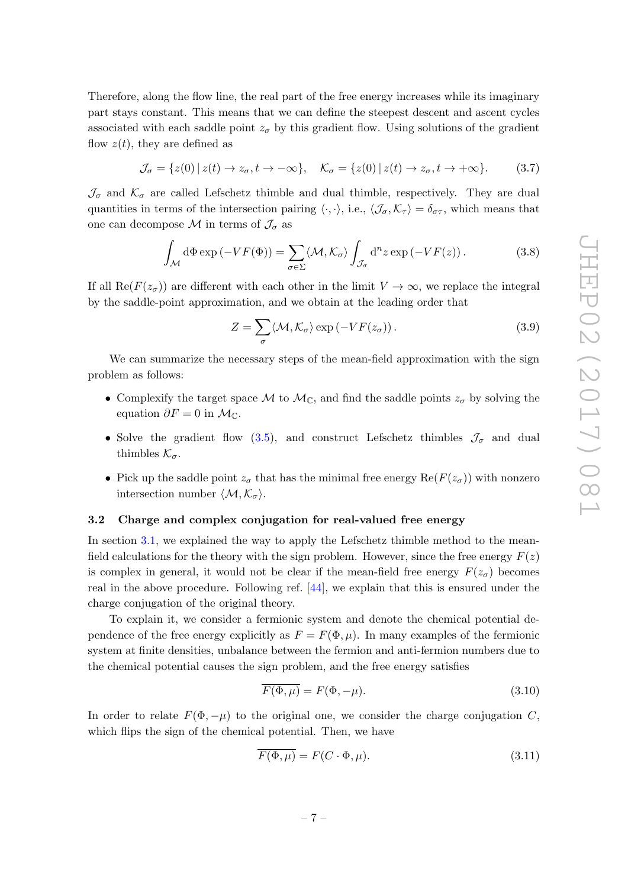Therefore, along the flow line, the real part of the free energy increases while its imaginary part stays constant. This means that we can define the steepest descent and ascent cycles associated with each saddle point $z_\sigma$ by this gradient flow. Using solutions of the gradient flow $z(t)$, they are defined as

$$\mathcal{J}_\sigma = \{z(0)\,|\,z(t) \to z_\sigma, t \to -\infty\}, \quad \mathcal{K}_\sigma = \{z(0)\,|\,z(t) \to z_\sigma, t \to +\infty\}. \tag{3.7}$$

$\mathcal{J}_\sigma$ and $\mathcal{K}_\sigma$ are called Lefschetz thimble and dual thimble, respectively. They are dual quantities in terms of the intersection pairing $\langle \cdot, \cdot \rangle$, i.e., $\langle \mathcal{J}_\sigma, \mathcal{K}_\tau \rangle = \delta_{\sigma\tau}$, which means that one can decompose $\mathcal{M}$ in terms of $\mathcal{J}_\sigma$ as

$$\int_{\mathcal{M}} \mathrm{d}\Phi \exp\left(-VF(\Phi)\right) = \sum_{\sigma \in \Sigma} \langle \mathcal{M}, \mathcal{K}_\sigma \rangle \int_{\mathcal{J}_\sigma} \mathrm{d}^n z \exp\left(-VF(z)\right). \tag{3.8}$$

If all $\mathrm{Re}(F(z_\sigma))$ are different with each other in the limit $V \to \infty$, we replace the integral by the saddle-point approximation, and we obtain at the leading order that

$$Z = \sum_{\sigma} \langle \mathcal{M}, \mathcal{K}_\sigma \rangle \exp\left(-VF(z_\sigma)\right). \tag{3.9}$$

We can summarize the necessary steps of the mean-field approximation with the sign problem as follows:

- Complexify the target space $\mathcal{M}$ to $\mathcal{M}_\mathbb{C}$, and find the saddle points $z_\sigma$ by solving the equation $\partial F = 0$ in $\mathcal{M}_\mathbb{C}$.
- Solve the gradient flow (3.5), and construct Lefschetz thimbles $\mathcal{J}_\sigma$ and dual thimbles $\mathcal{K}_\sigma$.
- Pick up the saddle point $z_\sigma$ that has the minimal free energy $\mathrm{Re}(F(z_\sigma))$ with nonzero intersection number $\langle \mathcal{M}, \mathcal{K}_\sigma \rangle$.

### 3.2 Charge and complex conjugation for real-valued free energy

In section 3.1, we explained the way to apply the Lefschetz thimble method to the mean-field calculations for the theory with the sign problem. However, since the free energy $F(z)$ is complex in general, it would not be clear if the mean-field free energy $F(z_\sigma)$ becomes real in the above procedure. Following ref. [44], we explain that this is ensured under the charge conjugation of the original theory.

To explain it, we consider a fermionic system and denote the chemical potential dependence of the free energy explicitly as $F = F(\Phi, \mu)$. In many examples of the fermionic system at finite densities, unbalance between the fermion and anti-fermion numbers due to the chemical potential causes the sign problem, and the free energy satisfies

$$\overline{F(\Phi, \mu)} = F(\Phi, -\mu). \tag{3.10}$$

In order to relate $F(\Phi, -\mu)$ to the original one, we consider the charge conjugation $C$, which flips the sign of the chemical potential. Then, we have

$$\overline{F(\Phi, \mu)} = F(C \cdot \Phi, \mu). \tag{3.11}$$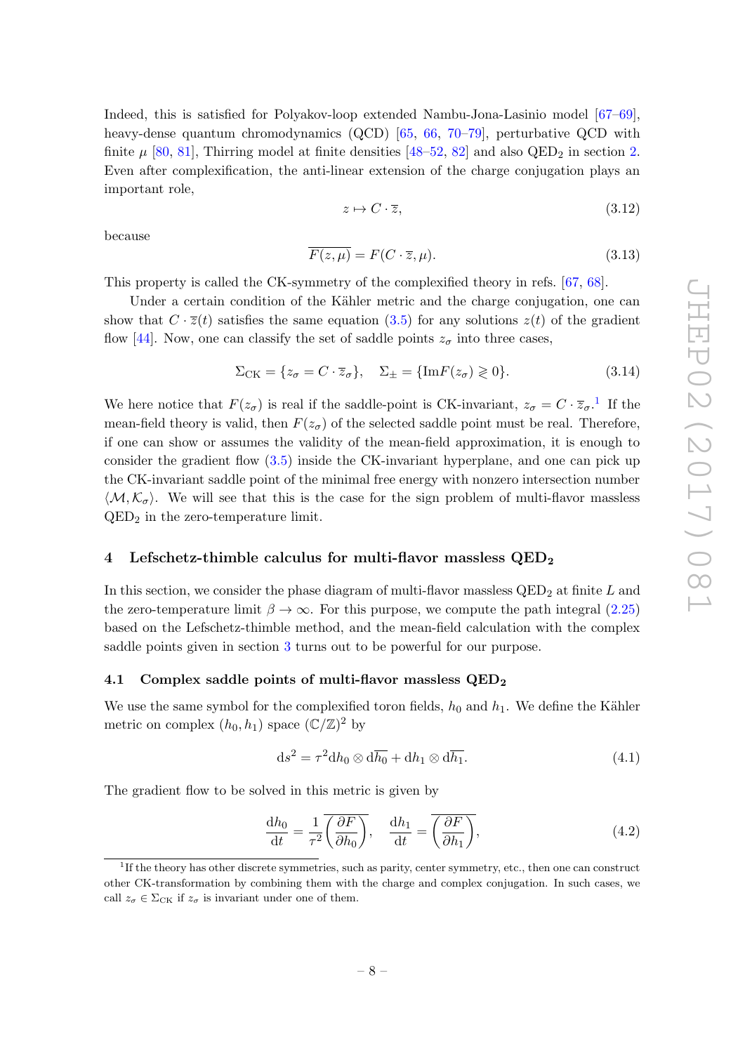Indeed, this is satisfied for Polyakov-loop extended Nambu-Jona-Lasinio model [67–69], heavy-dense quantum chromodynamics (QCD) [65, 66, 70–79], perturbative QCD with finite $\mu$ [80, 81], Thirring model at finite densities [48–52, 82] and also $\mathrm{QED}_2$ in section 2. Even after complexification, the anti-linear extension of the charge conjugation plays an important role,

$$z \mapsto C \cdot \overline{z}, \tag{3.12}$$

because

$$\overline{F(z, \mu)} = F(C \cdot \overline{z}, \mu). \tag{3.13}$$

This property is called the CK-symmetry of the complexified theory in refs. [67, 68].

Under a certain condition of the Kähler metric and the charge conjugation, one can show that $C \cdot \overline{z}(t)$ satisfies the same equation (3.5) for any solutions $z(t)$ of the gradient flow [44]. Now, one can classify the set of saddle points $z_\sigma$ into three cases,

$$\Sigma_{\mathrm{CK}} = \{z_\sigma = C \cdot \overline{z}_\sigma\}, \quad \Sigma_\pm = \{\mathrm{Im} F(z_\sigma) \gtrless 0\}. \tag{3.14}$$

We here notice that $F(z_\sigma)$ is real if the saddle-point is CK-invariant, $z_\sigma = C \cdot \overline{z}_\sigma$.[1] If the mean-field theory is valid, then $F(z_\sigma)$ of the selected saddle point must be real. Therefore, if one can show or assumes the validity of the mean-field approximation, it is enough to consider the gradient flow (3.5) inside the CK-invariant hyperplane, and one can pick up the CK-invariant saddle point of the minimal free energy with nonzero intersection number $\langle \mathcal{M}, \mathcal{K}_\sigma \rangle$. We will see that this is the case for the sign problem of multi-flavor massless $\mathrm{QED}_2$ in the zero-temperature limit.

## 4 Lefschetz-thimble calculus for multi-flavor massless $\mathrm{QED}_2$

In this section, we consider the phase diagram of multi-flavor massless $\mathrm{QED}_2$ at finite $L$ and the zero-temperature limit $\beta \to \infty$. For this purpose, we compute the path integral (2.25) based on the Lefschetz-thimble method, and the mean-field calculation with the complex saddle points given in section 3 turns out to be powerful for our purpose.

### 4.1 Complex saddle points of multi-flavor massless $\mathrm{QED}_2$

We use the same symbol for the complexified toron fields, $h_0$ and $h_1$. We define the Kähler metric on complex $(h_0, h_1)$ space $(\mathbb{C}/\mathbb{Z})^2$ by

$$\mathrm{d}s^2 = \tau^2 \mathrm{d}h_0 \otimes \mathrm{d}\overline{h_0} + \mathrm{d}h_1 \otimes \mathrm{d}\overline{h_1}. \tag{4.1}$$

The gradient flow to be solved in this metric is given by

$$\frac{\mathrm{d}h_0}{\mathrm{d}t} = \frac{1}{\tau^2} \overline{\left(\frac{\partial F}{\partial h_0}\right)}, \quad \frac{\mathrm{d}h_1}{\mathrm{d}t} = \overline{\left(\frac{\partial F}{\partial h_1}\right)}, \tag{4.2}$$

[1] If the theory has other discrete symmetries, such as parity, center symmetry, etc., then one can construct other CK-transformation by combining them with the charge and complex conjugation. In such cases, we call $z_\sigma \in \Sigma_{\mathrm{CK}}$ if $z_\sigma$ is invariant under one of them.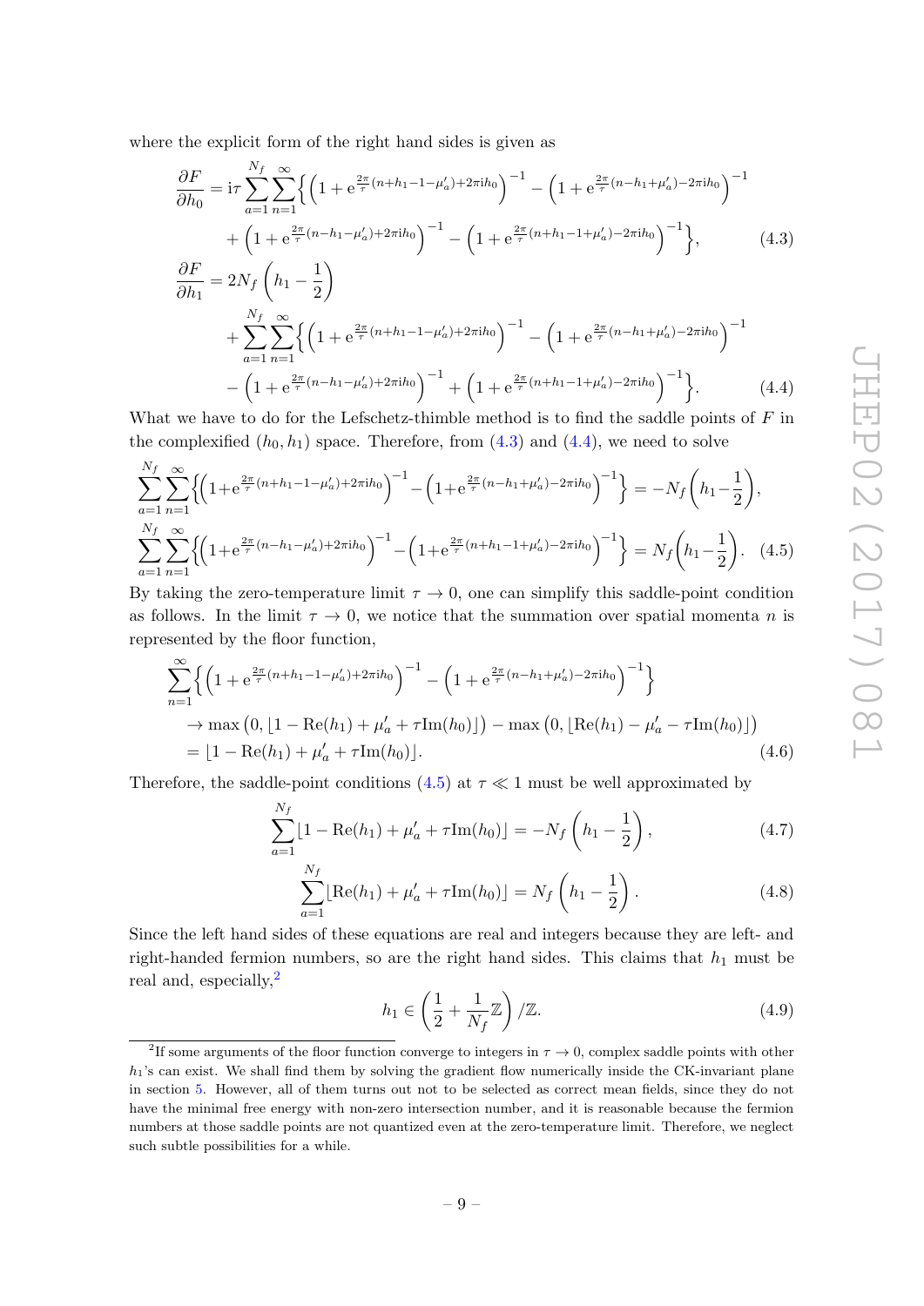where the explicit form of the right hand sides is given as

$$
\begin{aligned}
\frac{\partial F}{\partial h_0} &= \mathrm{i}\tau \sum_{a=1}^{N_f}\sum_{n=1}^{\infty}\Big\{ \left(1+\mathrm{e}^{\frac{2\pi}{\tau}(n+h_1-1-\mu_a')+2\pi\mathrm{i}h_0}\right)^{-1} - \left(1+\mathrm{e}^{\frac{2\pi}{\tau}(n-h_1+\mu_a')-2\pi\mathrm{i}h_0}\right)^{-1} \\
&\quad + \left(1+\mathrm{e}^{\frac{2\pi}{\tau}(n-h_1-\mu_a')+2\pi\mathrm{i}h_0}\right)^{-1} - \left(1+\mathrm{e}^{\frac{2\pi}{\tau}(n+h_1-1+\mu_a')-2\pi\mathrm{i}h_0}\right)^{-1}\Big\}, \qquad (4.3)\\
\frac{\partial F}{\partial h_1} &= 2N_f\left(h_1-\frac{1}{2}\right) \\
&\quad + \sum_{a=1}^{N_f}\sum_{n=1}^{\infty}\Big\{ \left(1+\mathrm{e}^{\frac{2\pi}{\tau}(n+h_1-1-\mu_a')+2\pi\mathrm{i}h_0}\right)^{-1} - \left(1+\mathrm{e}^{\frac{2\pi}{\tau}(n-h_1+\mu_a')-2\pi\mathrm{i}h_0}\right)^{-1} \\
&\quad - \left(1+\mathrm{e}^{\frac{2\pi}{\tau}(n-h_1-\mu_a')+2\pi\mathrm{i}h_0}\right)^{-1} + \left(1+\mathrm{e}^{\frac{2\pi}{\tau}(n+h_1-1+\mu_a')-2\pi\mathrm{i}h_0}\right)^{-1}\Big\}. \qquad (4.4)
\end{aligned}
$$

What we have to do for the Lefschetz-thimble method is to find the saddle points of $F$ in the complexified $(h_0, h_1)$ space. Therefore, from (4.3) and (4.4), we need to solve

$$
\begin{aligned}
&\sum_{a=1}^{N_f}\sum_{n=1}^{\infty}\Big\{\left(1+\mathrm{e}^{\frac{2\pi}{\tau}(n+h_1-1-\mu_a')+2\pi\mathrm{i}h_0}\right)^{-1} - \left(1+\mathrm{e}^{\frac{2\pi}{\tau}(n-h_1+\mu_a')-2\pi\mathrm{i}h_0}\right)^{-1}\Big\} = -N_f\left(h_1-\frac{1}{2}\right),\\
&\sum_{a=1}^{N_f}\sum_{n=1}^{\infty}\Big\{\left(1+\mathrm{e}^{\frac{2\pi}{\tau}(n-h_1-\mu_a')+2\pi\mathrm{i}h_0}\right)^{-1} - \left(1+\mathrm{e}^{\frac{2\pi}{\tau}(n+h_1-1+\mu_a')-2\pi\mathrm{i}h_0}\right)^{-1}\Big\} = N_f\left(h_1-\frac{1}{2}\right). \quad (4.5)
\end{aligned}
$$

By taking the zero-temperature limit $\tau \to 0$, one can simplify this saddle-point condition as follows. In the limit $\tau \to 0$, we notice that the summation over spatial momenta $n$ is represented by the floor function,

$$
\begin{aligned}
&\sum_{n=1}^{\infty}\Big\{\left(1+\mathrm{e}^{\frac{2\pi}{\tau}(n+h_1-1-\mu_a')+2\pi\mathrm{i}h_0}\right)^{-1} - \left(1+\mathrm{e}^{\frac{2\pi}{\tau}(n-h_1+\mu_a')-2\pi\mathrm{i}h_0}\right)^{-1}\Big\}\\
&\quad \to \max\left(0, \lfloor 1-\mathrm{Re}(h_1)+\mu_a'+\tau\mathrm{Im}(h_0)\rfloor\right) - \max\left(0, \lfloor \mathrm{Re}(h_1)-\mu_a'-\tau\mathrm{Im}(h_0)\rfloor\right)\\
&\quad = \lfloor 1-\mathrm{Re}(h_1)+\mu_a'+\tau\mathrm{Im}(h_0)\rfloor. \qquad (4.6)
\end{aligned}
$$

Therefore, the saddle-point conditions (4.5) at $\tau \ll 1$ must be well approximated by

$$
\sum_{a=1}^{N_f}\lfloor 1-\mathrm{Re}(h_1)+\mu_a'+\tau\mathrm{Im}(h_0)\rfloor = -N_f\left(h_1-\frac{1}{2}\right), \qquad (4.7)
$$

$$
\sum_{a=1}^{N_f}\lfloor \mathrm{Re}(h_1)+\mu_a'+\tau\mathrm{Im}(h_0)\rfloor = N_f\left(h_1-\frac{1}{2}\right). \qquad (4.8)
$$

Since the left hand sides of these equations are real and integers because they are left- and right-handed fermion numbers, so are the right hand sides. This claims that $h_1$ must be real and, especially,[2]

$$
h_1 \in \left(\frac{1}{2}+\frac{1}{N_f}\mathbb{Z}\right)/\mathbb{Z}. \qquad (4.9)
$$

[2] If some arguments of the floor function converge to integers in $\tau \to 0$, complex saddle points with other $h_1$'s can exist. We shall find them by solving the gradient flow numerically inside the CK-invariant plane in section 5. However, all of them turns out not to be selected as correct mean fields, since they do not have the minimal free energy with non-zero intersection number, and it is reasonable because the fermion numbers at those saddle points are not quantized even at the zero-temperature limit. Therefore, we neglect such subtle possibilities for a while.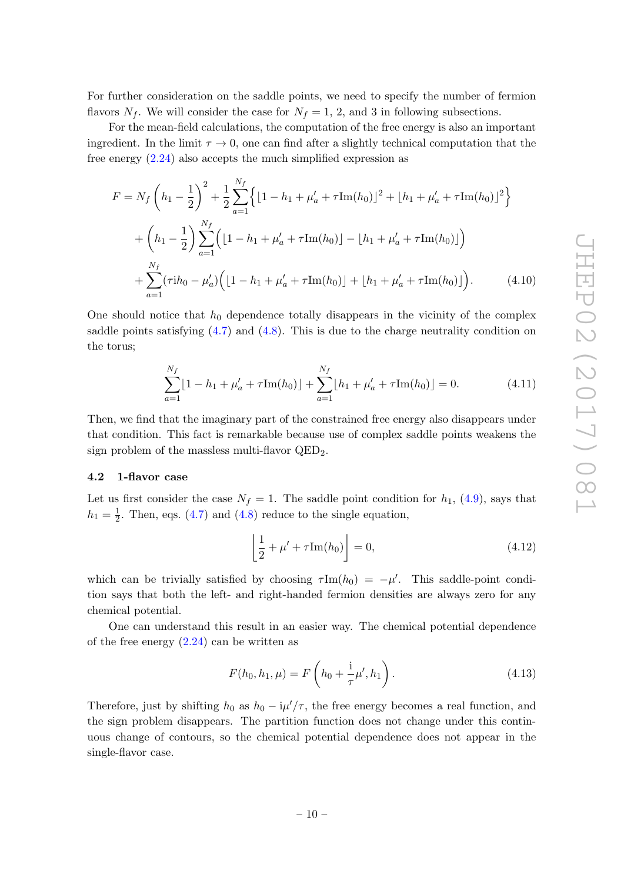For further consideration on the saddle points, we need to specify the number of fermion flavors $N_f$. We will consider the case for $N_f = 1$, 2, and 3 in following subsections.

For the mean-field calculations, the computation of the free energy is also an important ingredient. In the limit $\tau \to 0$, one can find after a slightly technical computation that the free energy (2.24) also accepts the much simplified expression as

$$
\begin{aligned}
F = N_f \left(h_1 - \frac{1}{2}\right)^2 &+ \frac{1}{2}\sum_{a=1}^{N_f}\left\{\lfloor 1 - h_1 + \mu'_a + \tau \mathrm{Im}(h_0)\rfloor^2 + \lfloor h_1 + \mu'_a + \tau \mathrm{Im}(h_0)\rfloor^2\right\} \\
&+ \left(h_1 - \frac{1}{2}\right)\sum_{a=1}^{N_f}\Big(\lfloor 1 - h_1 + \mu'_a + \tau \mathrm{Im}(h_0)\rfloor - \lfloor h_1 + \mu'_a + \tau \mathrm{Im}(h_0)\rfloor\Big) \\
&+ \sum_{a=1}^{N_f}(\tau \mathrm{i} h_0 - \mu'_a)\Big(\lfloor 1 - h_1 + \mu'_a + \tau \mathrm{Im}(h_0)\rfloor + \lfloor h_1 + \mu'_a + \tau \mathrm{Im}(h_0)\rfloor\Big).
\end{aligned}
\tag{4.10}
$$

One should notice that $h_0$ dependence totally disappears in the vicinity of the complex saddle points satisfying (4.7) and (4.8). This is due to the charge neutrality condition on the torus;

$$
\sum_{a=1}^{N_f}\lfloor 1 - h_1 + \mu'_a + \tau \mathrm{Im}(h_0)\rfloor + \sum_{a=1}^{N_f}\lfloor h_1 + \mu'_a + \tau \mathrm{Im}(h_0)\rfloor = 0. \tag{4.11}
$$

Then, we find that the imaginary part of the constrained free energy also disappears under that condition. This fact is remarkable because use of complex saddle points weakens the sign problem of the massless multi-flavor $\mathrm{QED}_2$.

### 4.2 1-flavor case

Let us first consider the case $N_f = 1$. The saddle point condition for $h_1$, (4.9), says that $h_1 = \frac{1}{2}$. Then, eqs. (4.7) and (4.8) reduce to the single equation,

$$
\left\lfloor \frac{1}{2} + \mu' + \tau \mathrm{Im}(h_0)\right\rfloor = 0, \tag{4.12}
$$

which can be trivially satisfied by choosing $\tau \mathrm{Im}(h_0) = -\mu'$. This saddle-point condition says that both the left- and right-handed fermion densities are always zero for any chemical potential.

One can understand this result in an easier way. The chemical potential dependence of the free energy (2.24) can be written as

$$
F(h_0, h_1, \mu) = F\left(h_0 + \frac{\mathrm{i}}{\tau}\mu', h_1\right). \tag{4.13}
$$

Therefore, just by shifting $h_0$ as $h_0 - \mathrm{i}\mu'/\tau$, the free energy becomes a real function, and the sign problem disappears. The partition function does not change under this continuous change of contours, so the chemical potential dependence does not appear in the single-flavor case.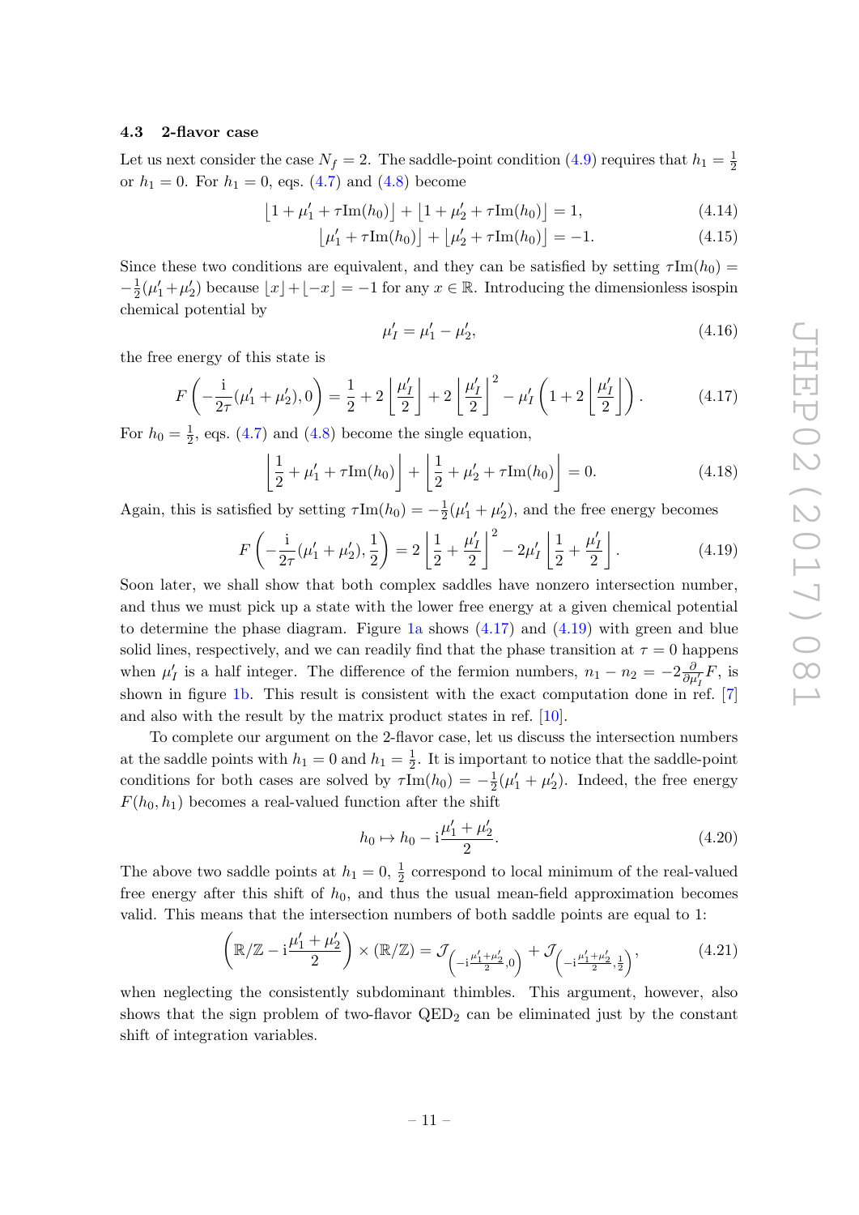### 4.3 2-flavor case

Let us next consider the case $N_f = 2$. The saddle-point condition (4.9) requires that $h_1 = \frac{1}{2}$ or $h_1 = 0$. For $h_1 = 0$, eqs. (4.7) and (4.8) become

$$\lfloor 1 + \mu_1' + \tau \mathrm{Im}(h_0) \rfloor + \lfloor 1 + \mu_2' + \tau \mathrm{Im}(h_0) \rfloor = 1, \tag{4.14}$$

$$\lfloor \mu_1' + \tau \mathrm{Im}(h_0) \rfloor + \lfloor \mu_2' + \tau \mathrm{Im}(h_0) \rfloor = -1. \tag{4.15}$$

Since these two conditions are equivalent, and they can be satisfied by setting $\tau \mathrm{Im}(h_0) = -\frac{1}{2}(\mu_1' + \mu_2')$ because $\lfloor x \rfloor + \lfloor -x \rfloor = -1$ for any $x \in \mathbb{R}$. Introducing the dimensionless isospin chemical potential by

$$\mu_I' = \mu_1' - \mu_2', \tag{4.16}$$

the free energy of this state is

$$F\left(-\frac{\mathrm{i}}{2\tau}(\mu_1' + \mu_2'), 0\right) = \frac{1}{2} + 2\left\lfloor \frac{\mu_I'}{2} \right\rfloor + 2\left\lfloor \frac{\mu_I'}{2} \right\rfloor^2 - \mu_I'\left(1 + 2\left\lfloor \frac{\mu_I'}{2} \right\rfloor\right). \tag{4.17}$$

For $h_0 = \frac{1}{2}$, eqs. (4.7) and (4.8) become the single equation,

$$\left\lfloor \frac{1}{2} + \mu_1' + \tau \mathrm{Im}(h_0) \right\rfloor + \left\lfloor \frac{1}{2} + \mu_2' + \tau \mathrm{Im}(h_0) \right\rfloor = 0. \tag{4.18}$$

Again, this is satisfied by setting $\tau \mathrm{Im}(h_0) = -\frac{1}{2}(\mu_1' + \mu_2')$, and the free energy becomes

$$F\left(-\frac{\mathrm{i}}{2\tau}(\mu_1' + \mu_2'), \frac{1}{2}\right) = 2\left\lfloor \frac{1}{2} + \frac{\mu_I'}{2} \right\rfloor^2 - 2\mu_I'\left\lfloor \frac{1}{2} + \frac{\mu_I'}{2} \right\rfloor. \tag{4.19}$$

Soon later, we shall show that both complex saddles have nonzero intersection number, and thus we must pick up a state with the lower free energy at a given chemical potential to determine the phase diagram. Figure 1a shows (4.17) and (4.19) with green and blue solid lines, respectively, and we can readily find that the phase transition at $\tau = 0$ happens when $\mu_I'$ is a half integer. The difference of the fermion numbers, $n_1 - n_2 = -2\frac{\partial}{\partial \mu_I'} F$, is shown in figure 1b. This result is consistent with the exact computation done in ref. [7] and also with the result by the matrix product states in ref. [10].

To complete our argument on the 2-flavor case, let us discuss the intersection numbers at the saddle points with $h_1 = 0$ and $h_1 = \frac{1}{2}$. It is important to notice that the saddle-point conditions for both cases are solved by $\tau \mathrm{Im}(h_0) = -\frac{1}{2}(\mu_1' + \mu_2')$. Indeed, the free energy $F(h_0, h_1)$ becomes a real-valued function after the shift

$$h_0 \mapsto h_0 - \mathrm{i}\frac{\mu_1' + \mu_2'}{2}. \tag{4.20}$$

The above two saddle points at $h_1 = 0, \frac{1}{2}$ correspond to local minimum of the real-valued free energy after this shift of $h_0$, and thus the usual mean-field approximation becomes valid. This means that the intersection numbers of both saddle points are equal to 1:

$$\left(\mathbb{R}/\mathbb{Z} - \mathrm{i}\frac{\mu_1' + \mu_2'}{2}\right) \times (\mathbb{R}/\mathbb{Z}) = \mathcal{J}_{\left(-\mathrm{i}\frac{\mu_1' + \mu_2'}{2}, 0\right)} + \mathcal{J}_{\left(-\mathrm{i}\frac{\mu_1' + \mu_2'}{2}, \frac{1}{2}\right)}, \tag{4.21}$$

when neglecting the consistently subdominant thimbles. This argument, however, also shows that the sign problem of two-flavor $\mathrm{QED}_2$ can be eliminated just by the constant shift of integration variables.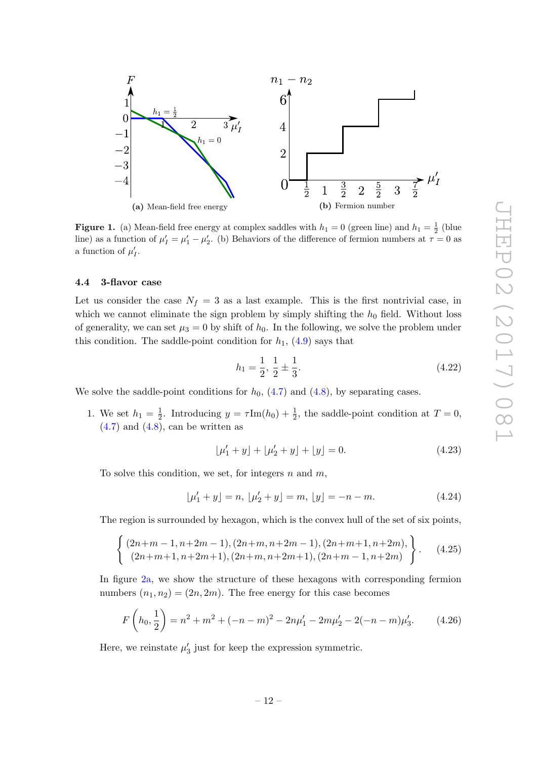**(a)** Mean-field free energy

**(b)** Fermion number

**Figure 1.** (a) Mean-field free energy at complex saddles with $h_1 = 0$ (green line) and $h_1 = \frac{1}{2}$ (blue line) as a function of $\mu'_I = \mu'_1 - \mu'_2$. (b) Behaviors of the difference of fermion numbers at $\tau = 0$ as a function of $\mu'_I$.

### 4.4 3-flavor case

Let us consider the case $N_f = 3$ as a last example. This is the first nontrivial case, in which we cannot eliminate the sign problem by simply shifting the $h_0$ field. Without loss of generality, we can set $\mu_3 = 0$ by shift of $h_0$. In the following, we solve the problem under this condition. The saddle-point condition for $h_1$, (4.9) says that

$$h_1 = \frac{1}{2},\ \frac{1}{2} \pm \frac{1}{3}. \tag{4.22}$$

We solve the saddle-point conditions for $h_0$, (4.7) and (4.8), by separating cases.

1. We set $h_1 = \frac{1}{2}$. Introducing $y = \tau \mathrm{Im}(h_0) + \frac{1}{2}$, the saddle-point condition at $T = 0$, (4.7) and (4.8), can be written as

$$\lfloor \mu'_1 + y \rfloor + \lfloor \mu'_2 + y \rfloor + \lfloor y \rfloor = 0. \tag{4.23}$$

To solve this condition, we set, for integers $n$ and $m$,

$$\lfloor \mu'_1 + y \rfloor = n,\ \lfloor \mu'_2 + y \rfloor = m,\ \lfloor y \rfloor = -n - m. \tag{4.24}$$

The region is surrounded by hexagon, which is the convex hull of the set of six points,

$$\left\{ \begin{matrix} (2n{+}m-1, n{+}2m-1), (2n{+}m, n{+}2m-1), (2n{+}m{+}1, n{+}2m), \\ (2n{+}m{+}1, n{+}2m{+}1), (2n{+}m, n{+}2m{+}1), (2n{+}m-1, n{+}2m) \end{matrix} \right\}. \tag{4.25}$$

In figure 2a, we show the structure of these hexagons with corresponding fermion numbers $(n_1, n_2) = (2n, 2m)$. The free energy for this case becomes

$$F\left(h_0, \frac{1}{2}\right) = n^2 + m^2 + (-n-m)^2 - 2n\mu'_1 - 2m\mu'_2 - 2(-n-m)\mu'_3. \tag{4.26}$$

Here, we reinstate $\mu'_3$ just for keep the expression symmetric.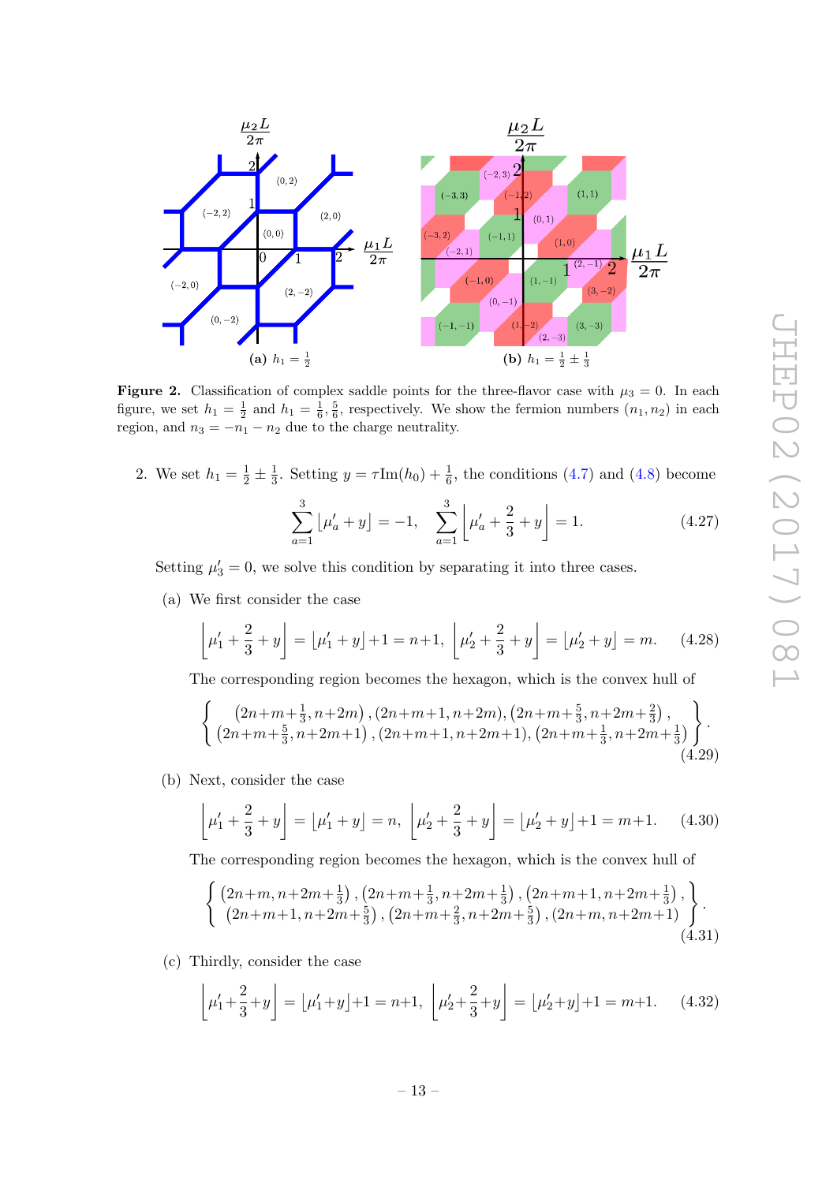**Figure 2.** Classification of complex saddle points for the three-flavor case with $\mu_3 = 0$. In each figure, we set $h_1 = \frac{1}{2}$ and $h_1 = \frac{1}{6}, \frac{5}{6}$, respectively. We show the fermion numbers $(n_1, n_2)$ in each region, and $n_3 = -n_1 - n_2$ due to the charge neutrality.

2. We set $h_1 = \frac{1}{2} \pm \frac{1}{3}$. Setting $y = \tau \mathrm{Im}(h_0) + \frac{1}{6}$, the conditions (4.7) and (4.8) become

$$\sum_{a=1}^{3} \lfloor \mu'_a + y \rfloor = -1, \quad \sum_{a=1}^{3} \left\lfloor \mu'_a + \frac{2}{3} + y \right\rfloor = 1. \tag{4.27}$$

Setting $\mu'_3 = 0$, we solve this condition by separating it into three cases.

(a) We first consider the case

$$\left\lfloor \mu'_1 + \frac{2}{3} + y \right\rfloor = \lfloor \mu'_1 + y \rfloor + 1 = n+1, \ \left\lfloor \mu'_2 + \frac{2}{3} + y \right\rfloor = \lfloor \mu'_2 + y \rfloor = m. \tag{4.28}$$

The corresponding region becomes the hexagon, which is the convex hull of

$$\left\{ \begin{array}{c} \left(2n+m+\frac{1}{3}, n+2m\right), (2n+m+1, n+2m), \left(2n+m+\frac{5}{3}, n+2m+\frac{2}{3}\right), \\ \left(2n+m+\frac{5}{3}, n+2m+1\right), (2n+m+1, n+2m+1), \left(2n+m+\frac{1}{3}, n+2m+\frac{1}{3}\right) \end{array} \right\}. \tag{4.29}$$

(b) Next, consider the case

$$\left\lfloor \mu'_1 + \frac{2}{3} + y \right\rfloor = \lfloor \mu'_1 + y \rfloor = n, \ \left\lfloor \mu'_2 + \frac{2}{3} + y \right\rfloor = \lfloor \mu'_2 + y \rfloor + 1 = m+1. \tag{4.30}$$

The corresponding region becomes the hexagon, which is the convex hull of

$$\left\{ \begin{array}{c} \left(2n+m, n+2m+\frac{1}{3}\right), \left(2n+m+\frac{1}{3}, n+2m+\frac{1}{3}\right), \left(2n+m+1, n+2m+\frac{1}{3}\right), \\ \left(2n+m+1, n+2m+\frac{5}{3}\right), \left(2n+m+\frac{2}{3}, n+2m+\frac{5}{3}\right), (2n+m, n+2m+1) \end{array} \right\}. \tag{4.31}$$

(c) Thirdly, consider the case

$$\left\lfloor \mu'_1 + \frac{2}{3} + y \right\rfloor = \lfloor \mu'_1 + y \rfloor + 1 = n+1, \ \left\lfloor \mu'_2 + \frac{2}{3} + y \right\rfloor = \lfloor \mu'_2 + y \rfloor + 1 = m+1. \tag{4.32}$$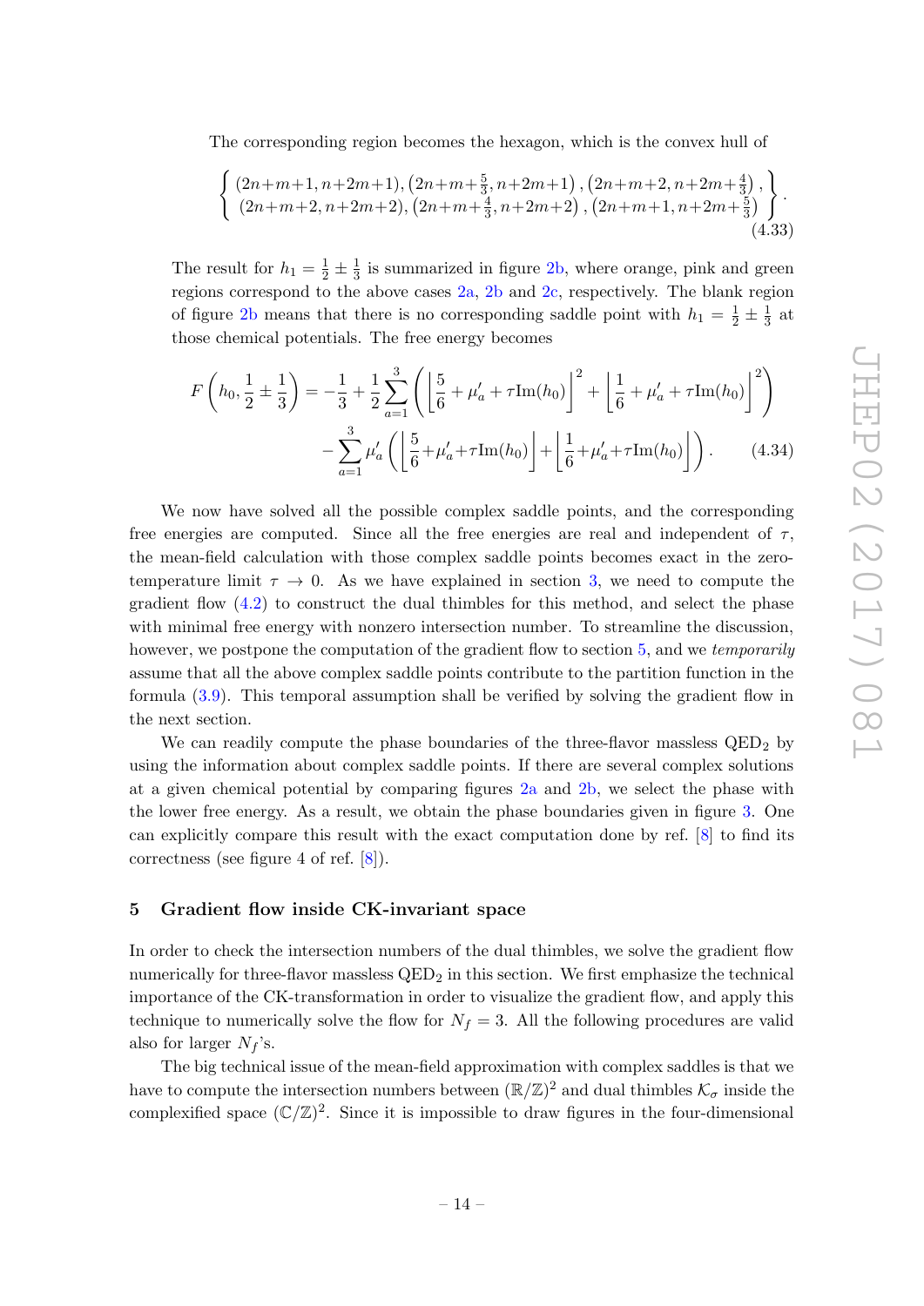The corresponding region becomes the hexagon, which is the convex hull of

$$\left\{ \begin{array}{l} (2n+m+1, n+2m+1), \left(2n+m+\frac{5}{3}, n+2m+1\right), \left(2n+m+2, n+2m+\frac{4}{3}\right), \\ (2n+m+2, n+2m+2), \left(2n+m+\frac{4}{3}, n+2m+2\right), \left(2n+m+1, n+2m+\frac{5}{3}\right) \end{array} \right\}. \tag{4.33}$$

The result for $h_1 = \frac{1}{2} \pm \frac{1}{3}$ is summarized in figure 2b, where orange, pink and green regions correspond to the above cases 2a, 2b and 2c, respectively. The blank region of figure 2b means that there is no corresponding saddle point with $h_1 = \frac{1}{2} \pm \frac{1}{3}$ at those chemical potentials. The free energy becomes

$$\begin{aligned} F\left(h_0, \frac{1}{2} \pm \frac{1}{3}\right) = & -\frac{1}{3} + \frac{1}{2} \sum_{a=1}^{3} \left( \left\lfloor \frac{5}{6} + \mu'_a + \tau \mathrm{Im}(h_0) \right\rfloor^2 + \left\lfloor \frac{1}{6} + \mu'_a + \tau \mathrm{Im}(h_0) \right\rfloor^2 \right) \\ & - \sum_{a=1}^{3} \mu'_a \left( \left\lfloor \frac{5}{6} + \mu'_a + \tau \mathrm{Im}(h_0) \right\rfloor + \left\lfloor \frac{1}{6} + \mu'_a + \tau \mathrm{Im}(h_0) \right\rfloor \right). \end{aligned} \tag{4.34}$$

We now have solved all the possible complex saddle points, and the corresponding free energies are computed. Since all the free energies are real and independent of $\tau$, the mean-field calculation with those complex saddle points becomes exact in the zero-temperature limit $\tau \to 0$. As we have explained in section 3, we need to compute the gradient flow (4.2) to construct the dual thimbles for this method, and select the phase with minimal free energy with nonzero intersection number. To streamline the discussion, however, we postpone the computation of the gradient flow to section 5, and we *temporarily* assume that all the above complex saddle points contribute to the partition function in the formula (3.9). This temporal assumption shall be verified by solving the gradient flow in the next section.

We can readily compute the phase boundaries of the three-flavor massless $\mathrm{QED}_2$ by using the information about complex saddle points. If there are several complex solutions at a given chemical potential by comparing figures 2a and 2b, we select the phase with the lower free energy. As a result, we obtain the phase boundaries given in figure 3. One can explicitly compare this result with the exact computation done by ref. [8] to find its correctness (see figure 4 of ref. [8]).

## 5 Gradient flow inside CK-invariant space

In order to check the intersection numbers of the dual thimbles, we solve the gradient flow numerically for three-flavor massless $\mathrm{QED}_2$ in this section. We first emphasize the technical importance of the CK-transformation in order to visualize the gradient flow, and apply this technique to numerically solve the flow for $N_f = 3$. All the following procedures are valid also for larger $N_f$'s.

The big technical issue of the mean-field approximation with complex saddles is that we have to compute the intersection numbers between $(\mathbb{R}/\mathbb{Z})^2$ and dual thimbles $\mathcal{K}_\sigma$ inside the complexified space $(\mathbb{C}/\mathbb{Z})^2$. Since it is impossible to draw figures in the four-dimensional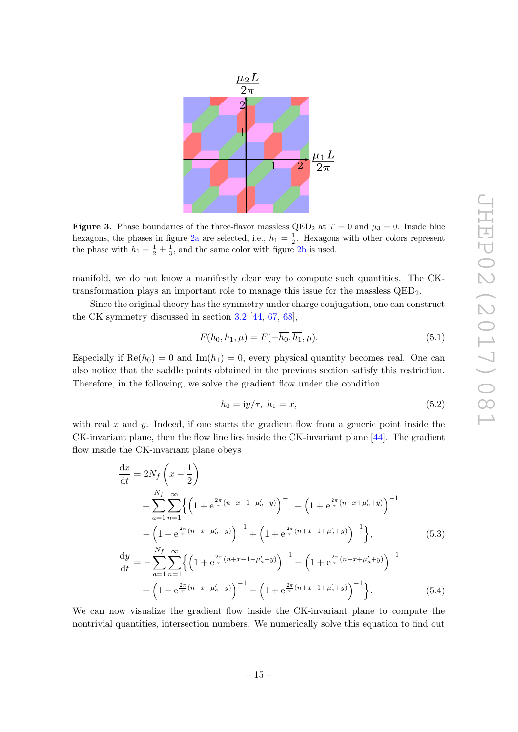**Figure 3.** Phase boundaries of the three-flavor massless $QED_2$ at $T = 0$ and $\mu_3 = 0$. Inside blue hexagons, the phases in figure 2a are selected, i.e., $h_1 = \frac{1}{2}$. Hexagons with other colors represent the phase with $h_1 = \frac{1}{2} \pm \frac{1}{3}$, and the same color with figure 2b is used.

manifold, we do not know a manifestly clear way to compute such quantities. The CK-transformation plays an important role to manage this issue for the massless $QED_2$.

Since the original theory has the symmetry under charge conjugation, one can construct the CK symmetry discussed in section 3.2 [44, 67, 68],

$$\overline{F(h_0, h_1, \mu)} = F(-\overline{h_0}, \overline{h_1}, \mu). \tag{5.1}$$

Especially if $\mathrm{Re}(h_0) = 0$ and $\mathrm{Im}(h_1) = 0$, every physical quantity becomes real. One can also notice that the saddle points obtained in the previous section satisfy this restriction. Therefore, in the following, we solve the gradient flow under the condition

$$h_0 = \mathrm{i}y/\tau,\ h_1 = x, \tag{5.2}$$

with real $x$ and $y$. Indeed, if one starts the gradient flow from a generic point inside the CK-invariant plane, then the flow line lies inside the CK-invariant plane [44]. The gradient flow inside the CK-invariant plane obeys

$$\begin{aligned}\frac{\mathrm{d}x}{\mathrm{d}t} &= 2N_f\left(x - \frac{1}{2}\right)\\ &\quad + \sum_{a=1}^{N_f}\sum_{n=1}^{\infty}\Big\{\left(1+\mathrm{e}^{\frac{2\pi}{\tau}(n+x-1-\mu'_a-y)}\right)^{-1} - \left(1+\mathrm{e}^{\frac{2\pi}{\tau}(n-x+\mu'_a+y)}\right)^{-1}\\ &\quad - \left(1+\mathrm{e}^{\frac{2\pi}{\tau}(n-x-\mu'_a-y)}\right)^{-1} + \left(1+\mathrm{e}^{\frac{2\pi}{\tau}(n+x-1+\mu'_a+y)}\right)^{-1}\Big\},\end{aligned} \tag{5.3}$$

$$\begin{aligned}\frac{\mathrm{d}y}{\mathrm{d}t} &= -\sum_{a=1}^{N_f}\sum_{n=1}^{\infty}\Big\{\left(1+\mathrm{e}^{\frac{2\pi}{\tau}(n+x-1-\mu'_a-y)}\right)^{-1} - \left(1+\mathrm{e}^{\frac{2\pi}{\tau}(n-x+\mu'_a+y)}\right)^{-1}\\ &\quad + \left(1+\mathrm{e}^{\frac{2\pi}{\tau}(n-x-\mu'_a-y)}\right)^{-1} - \left(1+\mathrm{e}^{\frac{2\pi}{\tau}(n+x-1+\mu'_a+y)}\right)^{-1}\Big\}.\end{aligned} \tag{5.4}$$

We can now visualize the gradient flow inside the CK-invariant plane to compute the nontrivial quantities, intersection numbers. We numerically solve this equation to find out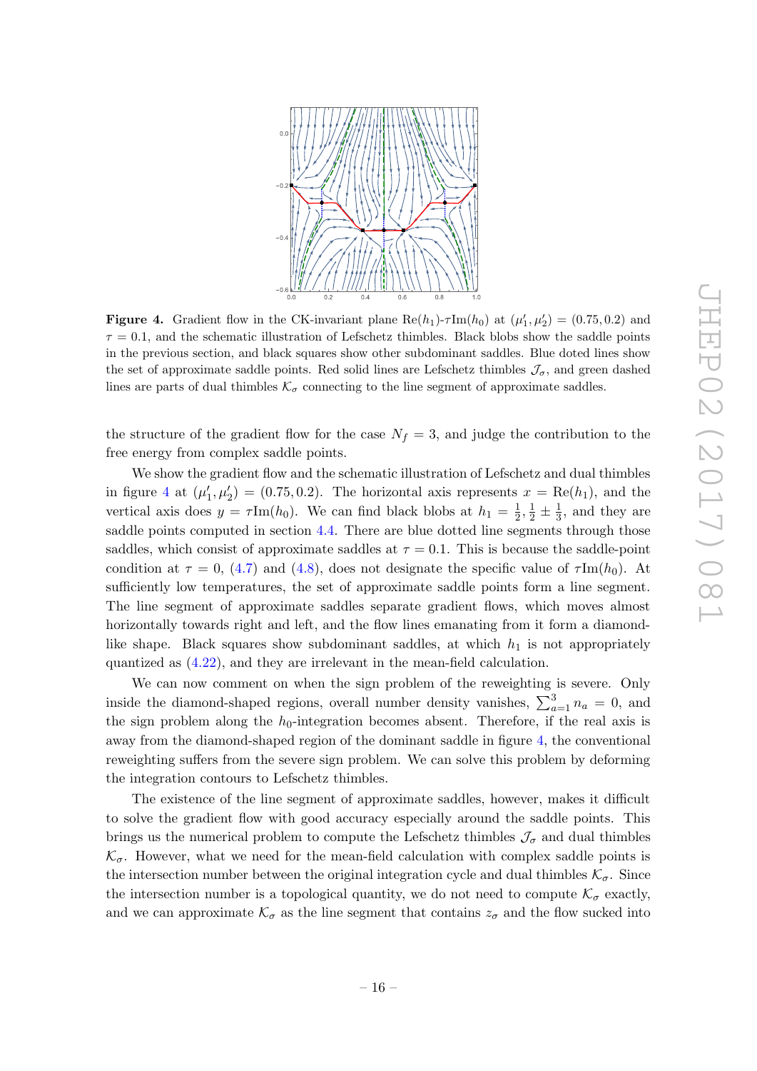**Figure 4.** Gradient flow in the CK-invariant plane $\mathrm{Re}(h_1)$-$\tau\mathrm{Im}(h_0)$ at $(\mu'_1, \mu'_2) = (0.75, 0.2)$ and $\tau = 0.1$, and the schematic illustration of Lefschetz thimbles. Black blobs show the saddle points in the previous section, and black squares show other subdominant saddles. Blue doted lines show the set of approximate saddle points. Red solid lines are Lefschetz thimbles $\mathcal{J}_\sigma$, and green dashed lines are parts of dual thimbles $\mathcal{K}_\sigma$ connecting to the line segment of approximate saddles.

the structure of the gradient flow for the case $N_f = 3$, and judge the contribution to the free energy from complex saddle points.

We show the gradient flow and the schematic illustration of Lefschetz and dual thimbles in figure 4 at $(\mu'_1, \mu'_2) = (0.75, 0.2)$. The horizontal axis represents $x = \mathrm{Re}(h_1)$, and the vertical axis does $y = \tau\mathrm{Im}(h_0)$. We can find black blobs at $h_1 = \frac{1}{2}, \frac{1}{2} \pm \frac{1}{3}$, and they are saddle points computed in section 4.4. There are blue dotted line segments through those saddles, which consist of approximate saddles at $\tau = 0.1$. This is because the saddle-point condition at $\tau = 0$, (4.7) and (4.8), does not designate the specific value of $\tau\mathrm{Im}(h_0)$. At sufficiently low temperatures, the set of approximate saddle points form a line segment. The line segment of approximate saddles separate gradient flows, which moves almost horizontally towards right and left, and the flow lines emanating from it form a diamond-like shape. Black squares show subdominant saddles, at which $h_1$ is not appropriately quantized as (4.22), and they are irrelevant in the mean-field calculation.

We can now comment on when the sign problem of the reweighting is severe. Only inside the diamond-shaped regions, overall number density vanishes, $\sum_{a=1}^{3} n_a = 0$, and the sign problem along the $h_0$-integration becomes absent. Therefore, if the real axis is away from the diamond-shaped region of the dominant saddle in figure 4, the conventional reweighting suffers from the severe sign problem. We can solve this problem by deforming the integration contours to Lefschetz thimbles.

The existence of the line segment of approximate saddles, however, makes it difficult to solve the gradient flow with good accuracy especially around the saddle points. This brings us the numerical problem to compute the Lefschetz thimbles $\mathcal{J}_\sigma$ and dual thimbles $\mathcal{K}_\sigma$. However, what we need for the mean-field calculation with complex saddle points is the intersection number between the original integration cycle and dual thimbles $\mathcal{K}_\sigma$. Since the intersection number is a topological quantity, we do not need to compute $\mathcal{K}_\sigma$ exactly, and we can approximate $\mathcal{K}_\sigma$ as the line segment that contains $z_\sigma$ and the flow sucked into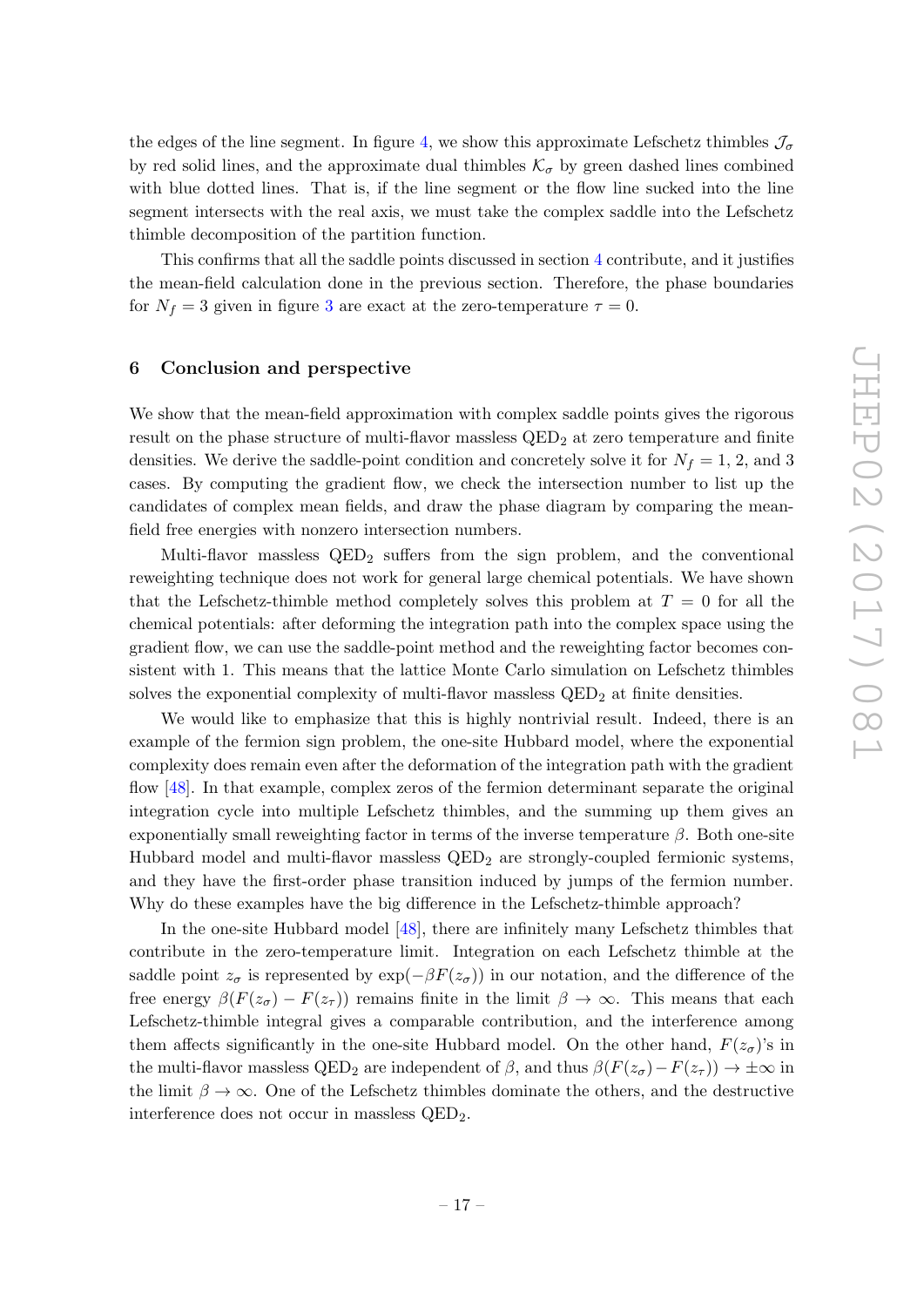the edges of the line segment. In figure 4, we show this approximate Lefschetz thimbles $\mathcal{J}_\sigma$ by red solid lines, and the approximate dual thimbles $\mathcal{K}_\sigma$ by green dashed lines combined with blue dotted lines. That is, if the line segment or the flow line sucked into the line segment intersects with the real axis, we must take the complex saddle into the Lefschetz thimble decomposition of the partition function.

This confirms that all the saddle points discussed in section 4 contribute, and it justifies the mean-field calculation done in the previous section. Therefore, the phase boundaries for $N_f = 3$ given in figure 3 are exact at the zero-temperature $\tau = 0$.

## 6 Conclusion and perspective

We show that the mean-field approximation with complex saddle points gives the rigorous result on the phase structure of multi-flavor massless $\mathrm{QED}_2$ at zero temperature and finite densities. We derive the saddle-point condition and concretely solve it for $N_f = 1$, 2, and 3 cases. By computing the gradient flow, we check the intersection number to list up the candidates of complex mean fields, and draw the phase diagram by comparing the mean-field free energies with nonzero intersection numbers.

Multi-flavor massless $\mathrm{QED}_2$ suffers from the sign problem, and the conventional reweighting technique does not work for general large chemical potentials. We have shown that the Lefschetz-thimble method completely solves this problem at $T = 0$ for all the chemical potentials: after deforming the integration path into the complex space using the gradient flow, we can use the saddle-point method and the reweighting factor becomes consistent with 1. This means that the lattice Monte Carlo simulation on Lefschetz thimbles solves the exponential complexity of multi-flavor massless $\mathrm{QED}_2$ at finite densities.

We would like to emphasize that this is highly nontrivial result. Indeed, there is an example of the fermion sign problem, the one-site Hubbard model, where the exponential complexity does remain even after the deformation of the integration path with the gradient flow [48]. In that example, complex zeros of the fermion determinant separate the original integration cycle into multiple Lefschetz thimbles, and the summing up them gives an exponentially small reweighting factor in terms of the inverse temperature $\beta$. Both one-site Hubbard model and multi-flavor massless $\mathrm{QED}_2$ are strongly-coupled fermionic systems, and they have the first-order phase transition induced by jumps of the fermion number. Why do these examples have the big difference in the Lefschetz-thimble approach?

In the one-site Hubbard model [48], there are infinitely many Lefschetz thimbles that contribute in the zero-temperature limit. Integration on each Lefschetz thimble at the saddle point $z_\sigma$ is represented by $\exp(-\beta F(z_\sigma))$ in our notation, and the difference of the free energy $\beta(F(z_\sigma) - F(z_\tau))$ remains finite in the limit $\beta \to \infty$. This means that each Lefschetz-thimble integral gives a comparable contribution, and the interference among them affects significantly in the one-site Hubbard model. On the other hand, $F(z_\sigma)$'s in the multi-flavor massless $\mathrm{QED}_2$ are independent of $\beta$, and thus $\beta(F(z_\sigma) - F(z_\tau)) \to \pm\infty$ in the limit $\beta \to \infty$. One of the Lefschetz thimbles dominate the others, and the destructive interference does not occur in massless $\mathrm{QED}_2$.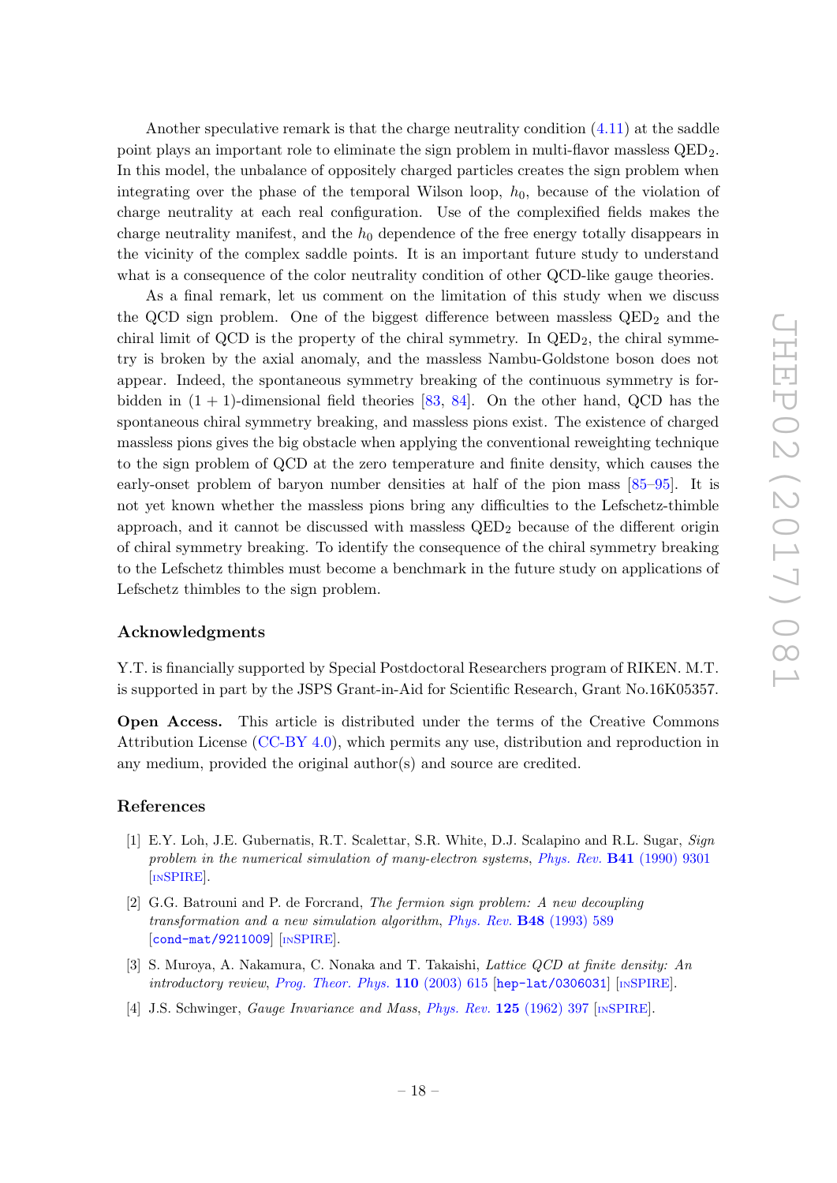Another speculative remark is that the charge neutrality condition (4.11) at the saddle point plays an important role to eliminate the sign problem in multi-flavor massless $\mathrm{QED}_2$. In this model, the unbalance of oppositely charged particles creates the sign problem when integrating over the phase of the temporal Wilson loop, $h_0$, because of the violation of charge neutrality at each real configuration. Use of the complexified fields makes the charge neutrality manifest, and the $h_0$ dependence of the free energy totally disappears in the vicinity of the complex saddle points. It is an important future study to understand what is a consequence of the color neutrality condition of other QCD-like gauge theories.

As a final remark, let us comment on the limitation of this study when we discuss the QCD sign problem. One of the biggest difference between massless $\mathrm{QED}_2$ and the chiral limit of QCD is the property of the chiral symmetry. In $\mathrm{QED}_2$, the chiral symmetry is broken by the axial anomaly, and the massless Nambu-Goldstone boson does not appear. Indeed, the spontaneous symmetry breaking of the continuous symmetry is forbidden in $(1+1)$-dimensional field theories [83, 84]. On the other hand, QCD has the spontaneous chiral symmetry breaking, and massless pions exist. The existence of charged massless pions gives the big obstacle when applying the conventional reweighting technique to the sign problem of QCD at the zero temperature and finite density, which causes the early-onset problem of baryon number densities at half of the pion mass [85–95]. It is not yet known whether the massless pions bring any difficulties to the Lefschetz-thimble approach, and it cannot be discussed with massless $\mathrm{QED}_2$ because of the different origin of chiral symmetry breaking. To identify the consequence of the chiral symmetry breaking to the Lefschetz thimbles must become a benchmark in the future study on applications of Lefschetz thimbles to the sign problem.

## Acknowledgments

Y.T. is financially supported by Special Postdoctoral Researchers program of RIKEN. M.T. is supported in part by the JSPS Grant-in-Aid for Scientific Research, Grant No.16K05357.

**Open Access.** This article is distributed under the terms of the Creative Commons Attribution License (CC-BY 4.0), which permits any use, distribution and reproduction in any medium, provided the original author(s) and source are credited.

## References

[1] E.Y. Loh, J.E. Gubernatis, R.T. Scalettar, S.R. White, D.J. Scalapino and R.L. Sugar, *Sign problem in the numerical simulation of many-electron systems*, *Phys. Rev.* **B41** (1990) 9301 [INSPIRE].

[2] G.G. Batrouni and P. de Forcrand, *The fermion sign problem: A new decoupling transformation and a new simulation algorithm*, *Phys. Rev.* **B48** (1993) 589 [cond-mat/9211009] [INSPIRE].

[3] S. Muroya, A. Nakamura, C. Nonaka and T. Takaishi, *Lattice QCD at finite density: An introductory review*, *Prog. Theor. Phys.* **110** (2003) 615 [hep-lat/0306031] [INSPIRE].

[4] J.S. Schwinger, *Gauge Invariance and Mass*, *Phys. Rev.* **125** (1962) 397 [INSPIRE].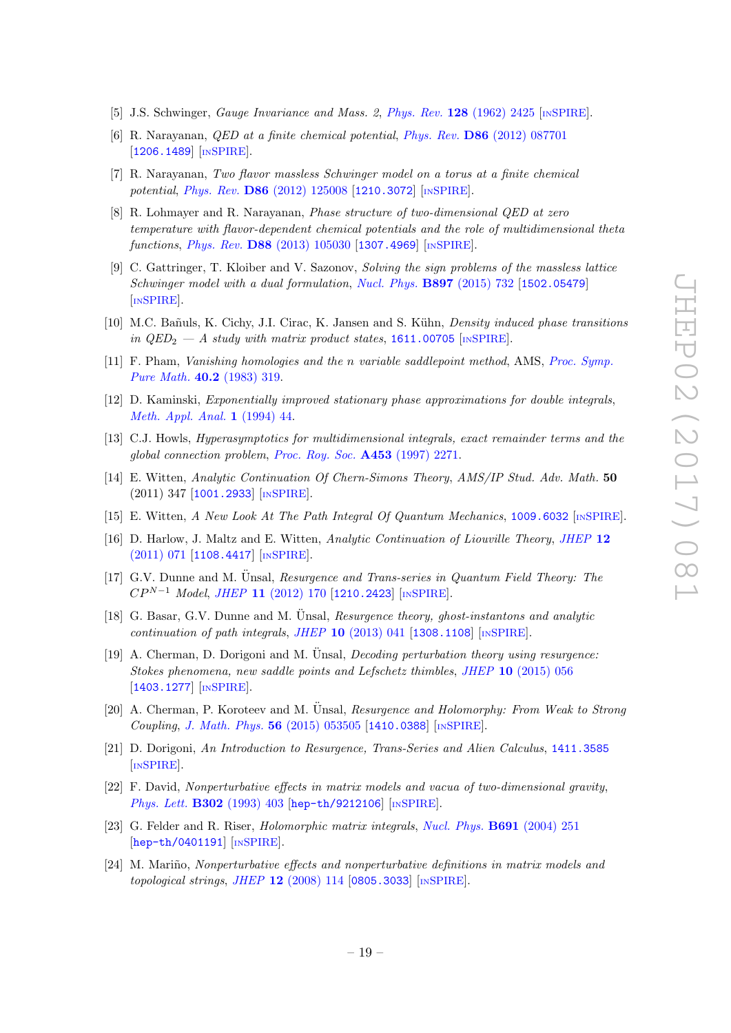- [5] J.S. Schwinger, *Gauge Invariance and Mass. 2*, *Phys. Rev.* **128** (1962) 2425 [INSPIRE].
- [6] R. Narayanan, *QED at a finite chemical potential*, *Phys. Rev.* **D86** (2012) 087701 [1206.1489] [INSPIRE].
- [7] R. Narayanan, *Two flavor massless Schwinger model on a torus at a finite chemical potential*, *Phys. Rev.* **D86** (2012) 125008 [1210.3072] [INSPIRE].
- [8] R. Lohmayer and R. Narayanan, *Phase structure of two-dimensional QED at zero temperature with flavor-dependent chemical potentials and the role of multidimensional theta functions*, *Phys. Rev.* **D88** (2013) 105030 [1307.4969] [INSPIRE].
- [9] C. Gattringer, T. Kloiber and V. Sazonov, *Solving the sign problems of the massless lattice Schwinger model with a dual formulation*, *Nucl. Phys.* **B897** (2015) 732 [1502.05479] [INSPIRE].
- [10] M.C. Bañuls, K. Cichy, J.I. Cirac, K. Jansen and S. Kühn, *Density induced phase transitions in $QED_2$ — A study with matrix product states*, 1611.00705 [INSPIRE].
- [11] F. Pham, *Vanishing homologies and the n variable saddlepoint method*, AMS, *Proc. Symp. Pure Math.* **40.2** (1983) 319.
- [12] D. Kaminski, *Exponentially improved stationary phase approximations for double integrals*, *Meth. Appl. Anal.* **1** (1994) 44.
- [13] C.J. Howls, *Hyperasymptotics for multidimensional integrals, exact remainder terms and the global connection problem*, *Proc. Roy. Soc.* **A453** (1997) 2271.
- [14] E. Witten, *Analytic Continuation Of Chern-Simons Theory*, *AMS/IP Stud. Adv. Math.* **50** (2011) 347 [1001.2933] [INSPIRE].
- [15] E. Witten, *A New Look At The Path Integral Of Quantum Mechanics*, 1009.6032 [INSPIRE].
- [16] D. Harlow, J. Maltz and E. Witten, *Analytic Continuation of Liouville Theory*, *JHEP* **12** (2011) 071 [1108.4417] [INSPIRE].
- [17] G.V. Dunne and M. Ünsal, *Resurgence and Trans-series in Quantum Field Theory: The $CP^{N-1}$ Model*, *JHEP* **11** (2012) 170 [1210.2423] [INSPIRE].
- [18] G. Basar, G.V. Dunne and M. Ünsal, *Resurgence theory, ghost-instantons and analytic continuation of path integrals*, *JHEP* **10** (2013) 041 [1308.1108] [INSPIRE].
- [19] A. Cherman, D. Dorigoni and M. Ünsal, *Decoding perturbation theory using resurgence: Stokes phenomena, new saddle points and Lefschetz thimbles*, *JHEP* **10** (2015) 056 [1403.1277] [INSPIRE].
- [20] A. Cherman, P. Koroteev and M. Ünsal, *Resurgence and Holomorphy: From Weak to Strong Coupling*, *J. Math. Phys.* **56** (2015) 053505 [1410.0388] [INSPIRE].
- [21] D. Dorigoni, *An Introduction to Resurgence, Trans-Series and Alien Calculus*, 1411.3585 [INSPIRE].
- [22] F. David, *Nonperturbative effects in matrix models and vacua of two-dimensional gravity*, *Phys. Lett.* **B302** (1993) 403 [hep-th/9212106] [INSPIRE].
- [23] G. Felder and R. Riser, *Holomorphic matrix integrals*, *Nucl. Phys.* **B691** (2004) 251 [hep-th/0401191] [INSPIRE].
- [24] M. Mariño, *Nonperturbative effects and nonperturbative definitions in matrix models and topological strings*, *JHEP* **12** (2008) 114 [0805.3033] [INSPIRE].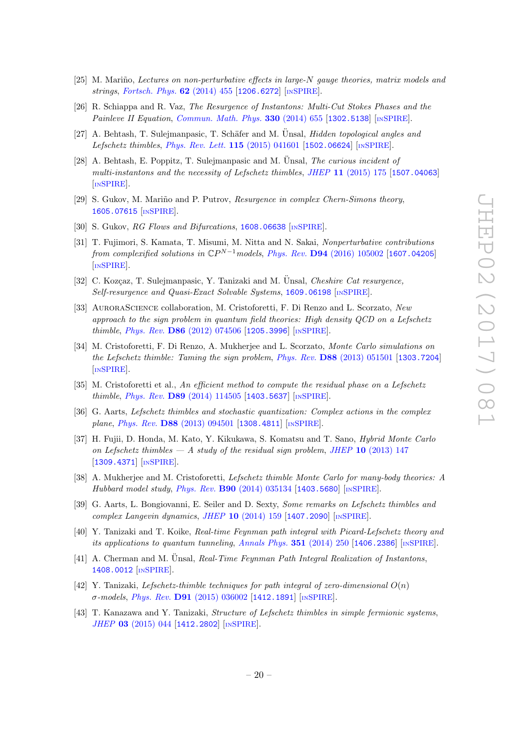- [25] M. Mariño, *Lectures on non-perturbative effects in large-N gauge theories, matrix models and strings*, Fortsch. Phys. **62** (2014) 455 [1206.6272] [INSPIRE].
- [26] R. Schiappa and R. Vaz, *The Resurgence of Instantons: Multi-Cut Stokes Phases and the Painleve II Equation*, Commun. Math. Phys. **330** (2014) 655 [1302.5138] [INSPIRE].
- [27] A. Behtash, T. Sulejmanpasic, T. Schäfer and M. Ünsal, *Hidden topological angles and Lefschetz thimbles*, Phys. Rev. Lett. **115** (2015) 041601 [1502.06624] [INSPIRE].
- [28] A. Behtash, E. Poppitz, T. Sulejmanpasic and M. Ünsal, *The curious incident of multi-instantons and the necessity of Lefschetz thimbles*, JHEP **11** (2015) 175 [1507.04063] [INSPIRE].
- [29] S. Gukov, M. Mariño and P. Putrov, *Resurgence in complex Chern-Simons theory*, 1605.07615 [INSPIRE].
- [30] S. Gukov, *RG Flows and Bifurcations*, 1608.06638 [INSPIRE].
- [31] T. Fujimori, S. Kamata, T. Misumi, M. Nitta and N. Sakai, *Nonperturbative contributions from complexified solutions in* $\mathbb{C}P^{N-1}$ *models*, Phys. Rev. **D94** (2016) 105002 [1607.04205] [INSPIRE].
- [32] C. Kozçaz, T. Sulejmanpasic, Y. Tanizaki and M. Ünsal, *Cheshire Cat resurgence, Self-resurgence and Quasi-Exact Solvable Systems*, 1609.06198 [INSPIRE].
- [33] AuroraScience collaboration, M. Cristoforetti, F. Di Renzo and L. Scorzato, *New approach to the sign problem in quantum field theories: High density QCD on a Lefschetz thimble*, Phys. Rev. **D86** (2012) 074506 [1205.3996] [INSPIRE].
- [34] M. Cristoforetti, F. Di Renzo, A. Mukherjee and L. Scorzato, *Monte Carlo simulations on the Lefschetz thimble: Taming the sign problem*, Phys. Rev. **D88** (2013) 051501 [1303.7204] [INSPIRE].
- [35] M. Cristoforetti et al., *An efficient method to compute the residual phase on a Lefschetz thimble*, Phys. Rev. **D89** (2014) 114505 [1403.5637] [INSPIRE].
- [36] G. Aarts, *Lefschetz thimbles and stochastic quantization: Complex actions in the complex plane*, Phys. Rev. **D88** (2013) 094501 [1308.4811] [INSPIRE].
- [37] H. Fujii, D. Honda, M. Kato, Y. Kikukawa, S. Komatsu and T. Sano, *Hybrid Monte Carlo on Lefschetz thimbles — A study of the residual sign problem*, JHEP **10** (2013) 147 [1309.4371] [INSPIRE].
- [38] A. Mukherjee and M. Cristoforetti, *Lefschetz thimble Monte Carlo for many-body theories: A Hubbard model study*, Phys. Rev. **B90** (2014) 035134 [1403.5680] [INSPIRE].
- [39] G. Aarts, L. Bongiovanni, E. Seiler and D. Sexty, *Some remarks on Lefschetz thimbles and complex Langevin dynamics*, JHEP **10** (2014) 159 [1407.2090] [INSPIRE].
- [40] Y. Tanizaki and T. Koike, *Real-time Feynman path integral with Picard-Lefschetz theory and its applications to quantum tunneling*, Annals Phys. **351** (2014) 250 [1406.2386] [INSPIRE].
- [41] A. Cherman and M. Ünsal, *Real-Time Feynman Path Integral Realization of Instantons*, 1408.0012 [INSPIRE].
- [42] Y. Tanizaki, *Lefschetz-thimble techniques for path integral of zero-dimensional O(n) σ-models*, Phys. Rev. **D91** (2015) 036002 [1412.1891] [INSPIRE].
- [43] T. Kanazawa and Y. Tanizaki, *Structure of Lefschetz thimbles in simple fermionic systems*, JHEP **03** (2015) 044 [1412.2802] [INSPIRE].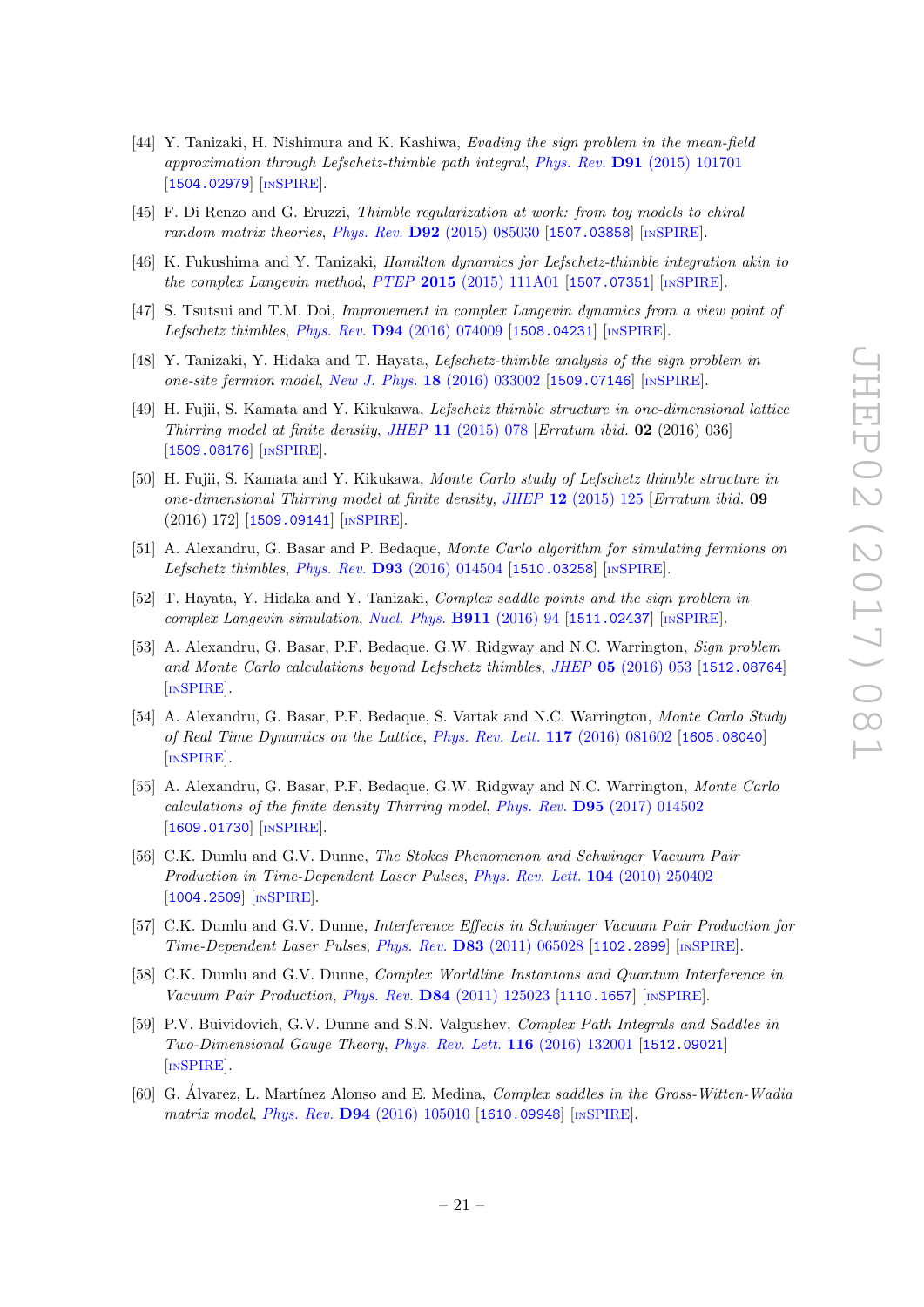[44] Y. Tanizaki, H. Nishimura and K. Kashiwa, *Evading the sign problem in the mean-field approximation through Lefschetz-thimble path integral*, Phys. Rev. **D91** (2015) 101701 [1504.02979] [INSPIRE].

[45] F. Di Renzo and G. Eruzzi, *Thimble regularization at work: from toy models to chiral random matrix theories*, Phys. Rev. **D92** (2015) 085030 [1507.03858] [INSPIRE].

[46] K. Fukushima and Y. Tanizaki, *Hamilton dynamics for Lefschetz-thimble integration akin to the complex Langevin method*, PTEP **2015** (2015) 111A01 [1507.07351] [INSPIRE].

[47] S. Tsutsui and T.M. Doi, *Improvement in complex Langevin dynamics from a view point of Lefschetz thimbles*, Phys. Rev. **D94** (2016) 074009 [1508.04231] [INSPIRE].

[48] Y. Tanizaki, Y. Hidaka and T. Hayata, *Lefschetz-thimble analysis of the sign problem in one-site fermion model*, New J. Phys. **18** (2016) 033002 [1509.07146] [INSPIRE].

[49] H. Fujii, S. Kamata and Y. Kikukawa, *Lefschetz thimble structure in one-dimensional lattice Thirring model at finite density*, JHEP **11** (2015) 078 [*Erratum ibid.* **02** (2016) 036] [1509.08176] [INSPIRE].

[50] H. Fujii, S. Kamata and Y. Kikukawa, *Monte Carlo study of Lefschetz thimble structure in one-dimensional Thirring model at finite density*, JHEP **12** (2015) 125 [*Erratum ibid.* **09** (2016) 172] [1509.09141] [INSPIRE].

[51] A. Alexandru, G. Basar and P. Bedaque, *Monte Carlo algorithm for simulating fermions on Lefschetz thimbles*, Phys. Rev. **D93** (2016) 014504 [1510.03258] [INSPIRE].

[52] T. Hayata, Y. Hidaka and Y. Tanizaki, *Complex saddle points and the sign problem in complex Langevin simulation*, Nucl. Phys. **B911** (2016) 94 [1511.02437] [INSPIRE].

[53] A. Alexandru, G. Basar, P.F. Bedaque, G.W. Ridgway and N.C. Warrington, *Sign problem and Monte Carlo calculations beyond Lefschetz thimbles*, JHEP **05** (2016) 053 [1512.08764] [INSPIRE].

[54] A. Alexandru, G. Basar, P.F. Bedaque, S. Vartak and N.C. Warrington, *Monte Carlo Study of Real Time Dynamics on the Lattice*, Phys. Rev. Lett. **117** (2016) 081602 [1605.08040] [INSPIRE].

[55] A. Alexandru, G. Basar, P.F. Bedaque, G.W. Ridgway and N.C. Warrington, *Monte Carlo calculations of the finite density Thirring model*, Phys. Rev. **D95** (2017) 014502 [1609.01730] [INSPIRE].

[56] C.K. Dumlu and G.V. Dunne, *The Stokes Phenomenon and Schwinger Vacuum Pair Production in Time-Dependent Laser Pulses*, Phys. Rev. Lett. **104** (2010) 250402 [1004.2509] [INSPIRE].

[57] C.K. Dumlu and G.V. Dunne, *Interference Effects in Schwinger Vacuum Pair Production for Time-Dependent Laser Pulses*, Phys. Rev. **D83** (2011) 065028 [1102.2899] [INSPIRE].

[58] C.K. Dumlu and G.V. Dunne, *Complex Worldline Instantons and Quantum Interference in Vacuum Pair Production*, Phys. Rev. **D84** (2011) 125023 [1110.1657] [INSPIRE].

[59] P.V. Buividovich, G.V. Dunne and S.N. Valgushev, *Complex Path Integrals and Saddles in Two-Dimensional Gauge Theory*, Phys. Rev. Lett. **116** (2016) 132001 [1512.09021] [INSPIRE].

[60] G. Álvarez, L. Martínez Alonso and E. Medina, *Complex saddles in the Gross-Witten-Wadia matrix model*, Phys. Rev. **D94** (2016) 105010 [1610.09948] [INSPIRE].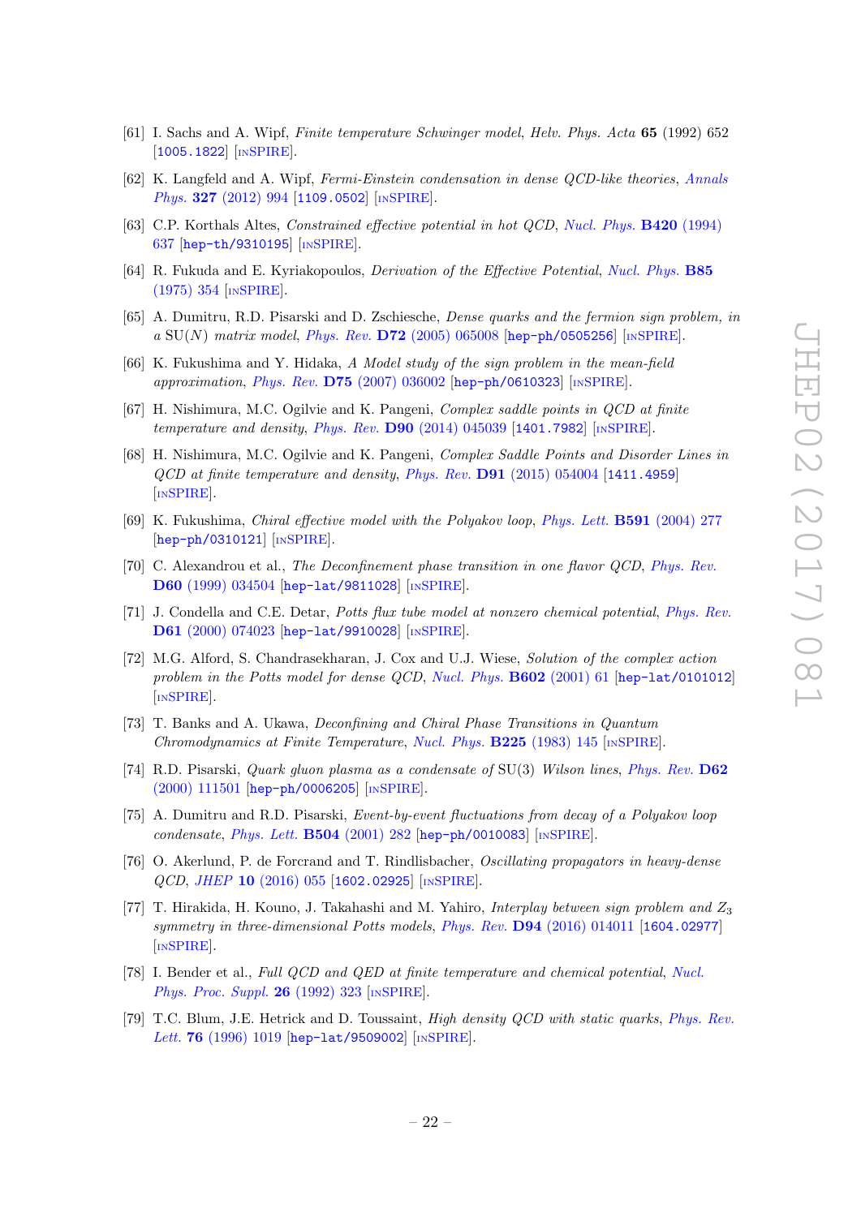[61] I. Sachs and A. Wipf, *Finite temperature Schwinger model*, *Helv. Phys. Acta* **65** (1992) 652 [1005.1822] [INSPIRE].

[62] K. Langfeld and A. Wipf, *Fermi-Einstein condensation in dense QCD-like theories*, *Annals Phys.* **327** (2012) 994 [1109.0502] [INSPIRE].

[63] C.P. Korthals Altes, *Constrained effective potential in hot QCD*, *Nucl. Phys.* **B420** (1994) 637 [hep-th/9310195] [INSPIRE].

[64] R. Fukuda and E. Kyriakopoulos, *Derivation of the Effective Potential*, *Nucl. Phys.* **B85** (1975) 354 [INSPIRE].

[65] A. Dumitru, R.D. Pisarski and D. Zschiesche, *Dense quarks and the fermion sign problem, in a* SU($N$) *matrix model*, *Phys. Rev.* **D72** (2005) 065008 [hep-ph/0505256] [INSPIRE].

[66] K. Fukushima and Y. Hidaka, *A Model study of the sign problem in the mean-field approximation*, *Phys. Rev.* **D75** (2007) 036002 [hep-ph/0610323] [INSPIRE].

[67] H. Nishimura, M.C. Ogilvie and K. Pangeni, *Complex saddle points in QCD at finite temperature and density*, *Phys. Rev.* **D90** (2014) 045039 [1401.7982] [INSPIRE].

[68] H. Nishimura, M.C. Ogilvie and K. Pangeni, *Complex Saddle Points and Disorder Lines in QCD at finite temperature and density*, *Phys. Rev.* **D91** (2015) 054004 [1411.4959] [INSPIRE].

[69] K. Fukushima, *Chiral effective model with the Polyakov loop*, *Phys. Lett.* **B591** (2004) 277 [hep-ph/0310121] [INSPIRE].

[70] C. Alexandrou et al., *The Deconfinement phase transition in one flavor QCD*, *Phys. Rev.* **D60** (1999) 034504 [hep-lat/9811028] [INSPIRE].

[71] J. Condella and C.E. Detar, *Potts flux tube model at nonzero chemical potential*, *Phys. Rev.* **D61** (2000) 074023 [hep-lat/9910028] [INSPIRE].

[72] M.G. Alford, S. Chandrasekharan, J. Cox and U.J. Wiese, *Solution of the complex action problem in the Potts model for dense QCD*, *Nucl. Phys.* **B602** (2001) 61 [hep-lat/0101012] [INSPIRE].

[73] T. Banks and A. Ukawa, *Deconfining and Chiral Phase Transitions in Quantum Chromodynamics at Finite Temperature*, *Nucl. Phys.* **B225** (1983) 145 [INSPIRE].

[74] R.D. Pisarski, *Quark gluon plasma as a condensate of* SU(3) *Wilson lines*, *Phys. Rev.* **D62** (2000) 111501 [hep-ph/0006205] [INSPIRE].

[75] A. Dumitru and R.D. Pisarski, *Event-by-event fluctuations from decay of a Polyakov loop condensate*, *Phys. Lett.* **B504** (2001) 282 [hep-ph/0010083] [INSPIRE].

[76] O. Akerlund, P. de Forcrand and T. Rindlisbacher, *Oscillating propagators in heavy-dense QCD*, *JHEP* **10** (2016) 055 [1602.02925] [INSPIRE].

[77] T. Hirakida, H. Kouno, J. Takahashi and M. Yahiro, *Interplay between sign problem and* $Z_3$ *symmetry in three-dimensional Potts models*, *Phys. Rev.* **D94** (2016) 014011 [1604.02977] [INSPIRE].

[78] I. Bender et al., *Full QCD and QED at finite temperature and chemical potential*, *Nucl. Phys. Proc. Suppl.* **26** (1992) 323 [INSPIRE].

[79] T.C. Blum, J.E. Hetrick and D. Toussaint, *High density QCD with static quarks*, *Phys. Rev. Lett.* **76** (1996) 1019 [hep-lat/9509002] [INSPIRE].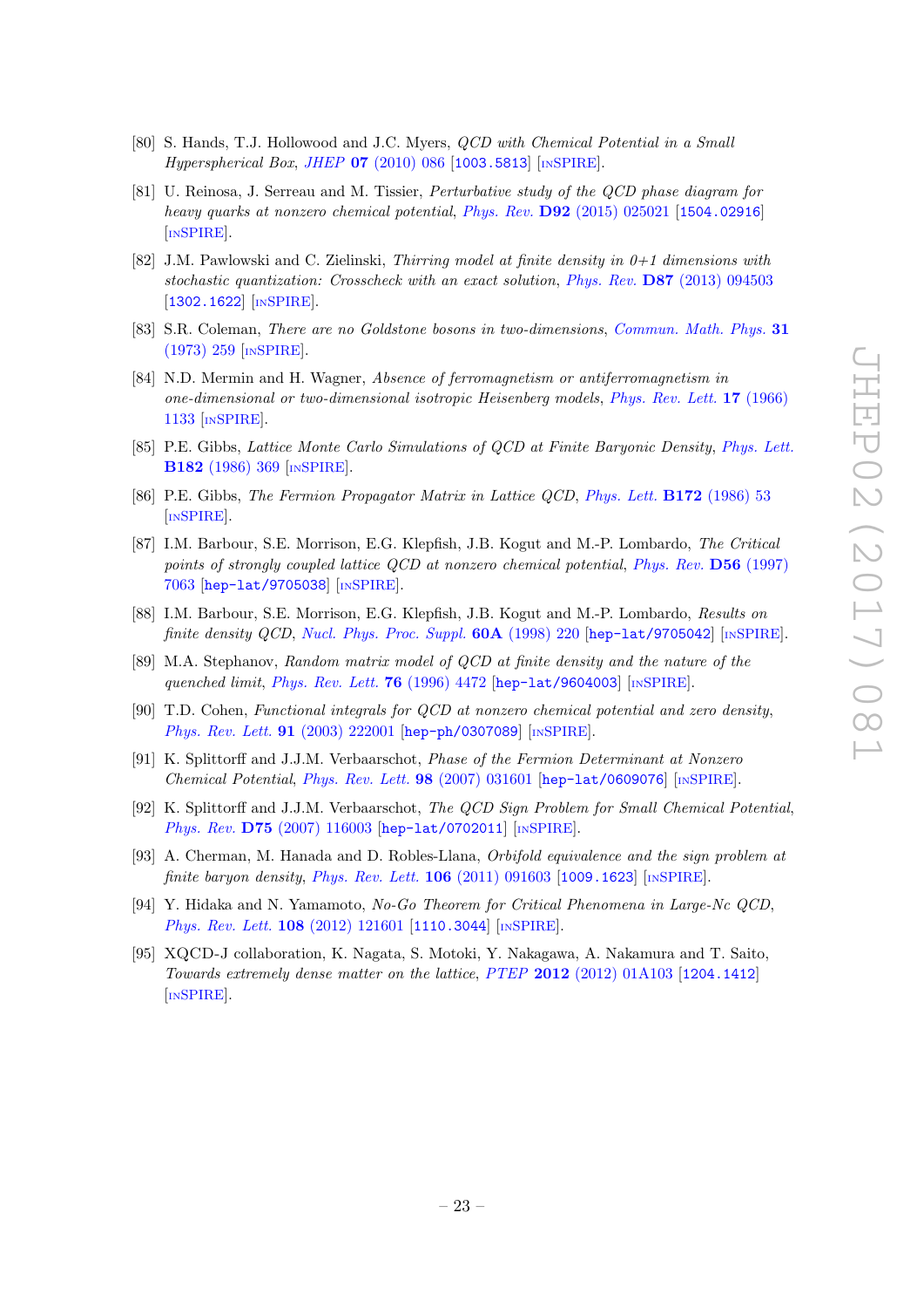- [80] S. Hands, T.J. Hollowood and J.C. Myers, *QCD with Chemical Potential in a Small Hyperspherical Box*, *JHEP* **07** (2010) 086 [1003.5813] [INSPIRE].
- [81] U. Reinosa, J. Serreau and M. Tissier, *Perturbative study of the QCD phase diagram for heavy quarks at nonzero chemical potential*, *Phys. Rev.* **D92** (2015) 025021 [1504.02916] [INSPIRE].
- [82] J.M. Pawlowski and C. Zielinski, *Thirring model at finite density in 0+1 dimensions with stochastic quantization: Crosscheck with an exact solution*, *Phys. Rev.* **D87** (2013) 094503 [1302.1622] [INSPIRE].
- [83] S.R. Coleman, *There are no Goldstone bosons in two-dimensions*, *Commun. Math. Phys.* **31** (1973) 259 [INSPIRE].
- [84] N.D. Mermin and H. Wagner, *Absence of ferromagnetism or antiferromagnetism in one-dimensional or two-dimensional isotropic Heisenberg models*, *Phys. Rev. Lett.* **17** (1966) 1133 [INSPIRE].
- [85] P.E. Gibbs, *Lattice Monte Carlo Simulations of QCD at Finite Baryonic Density*, *Phys. Lett.* **B182** (1986) 369 [INSPIRE].
- [86] P.E. Gibbs, *The Fermion Propagator Matrix in Lattice QCD*, *Phys. Lett.* **B172** (1986) 53 [INSPIRE].
- [87] I.M. Barbour, S.E. Morrison, E.G. Klepfish, J.B. Kogut and M.-P. Lombardo, *The Critical points of strongly coupled lattice QCD at nonzero chemical potential*, *Phys. Rev.* **D56** (1997) 7063 [hep-lat/9705038] [INSPIRE].
- [88] I.M. Barbour, S.E. Morrison, E.G. Klepfish, J.B. Kogut and M.-P. Lombardo, *Results on finite density QCD*, *Nucl. Phys. Proc. Suppl.* **60A** (1998) 220 [hep-lat/9705042] [INSPIRE].
- [89] M.A. Stephanov, *Random matrix model of QCD at finite density and the nature of the quenched limit*, *Phys. Rev. Lett.* **76** (1996) 4472 [hep-lat/9604003] [INSPIRE].
- [90] T.D. Cohen, *Functional integrals for QCD at nonzero chemical potential and zero density*, *Phys. Rev. Lett.* **91** (2003) 222001 [hep-ph/0307089] [INSPIRE].
- [91] K. Splittorff and J.J.M. Verbaarschot, *Phase of the Fermion Determinant at Nonzero Chemical Potential*, *Phys. Rev. Lett.* **98** (2007) 031601 [hep-lat/0609076] [INSPIRE].
- [92] K. Splittorff and J.J.M. Verbaarschot, *The QCD Sign Problem for Small Chemical Potential*, *Phys. Rev.* **D75** (2007) 116003 [hep-lat/0702011] [INSPIRE].
- [93] A. Cherman, M. Hanada and D. Robles-Llana, *Orbifold equivalence and the sign problem at finite baryon density*, *Phys. Rev. Lett.* **106** (2011) 091603 [1009.1623] [INSPIRE].
- [94] Y. Hidaka and N. Yamamoto, *No-Go Theorem for Critical Phenomena in Large-Nc QCD*, *Phys. Rev. Lett.* **108** (2012) 121601 [1110.3044] [INSPIRE].
- [95] XQCD-J collaboration, K. Nagata, S. Motoki, Y. Nakagawa, A. Nakamura and T. Saito, *Towards extremely dense matter on the lattice*, *PTEP* **2012** (2012) 01A103 [1204.1412] [INSPIRE].